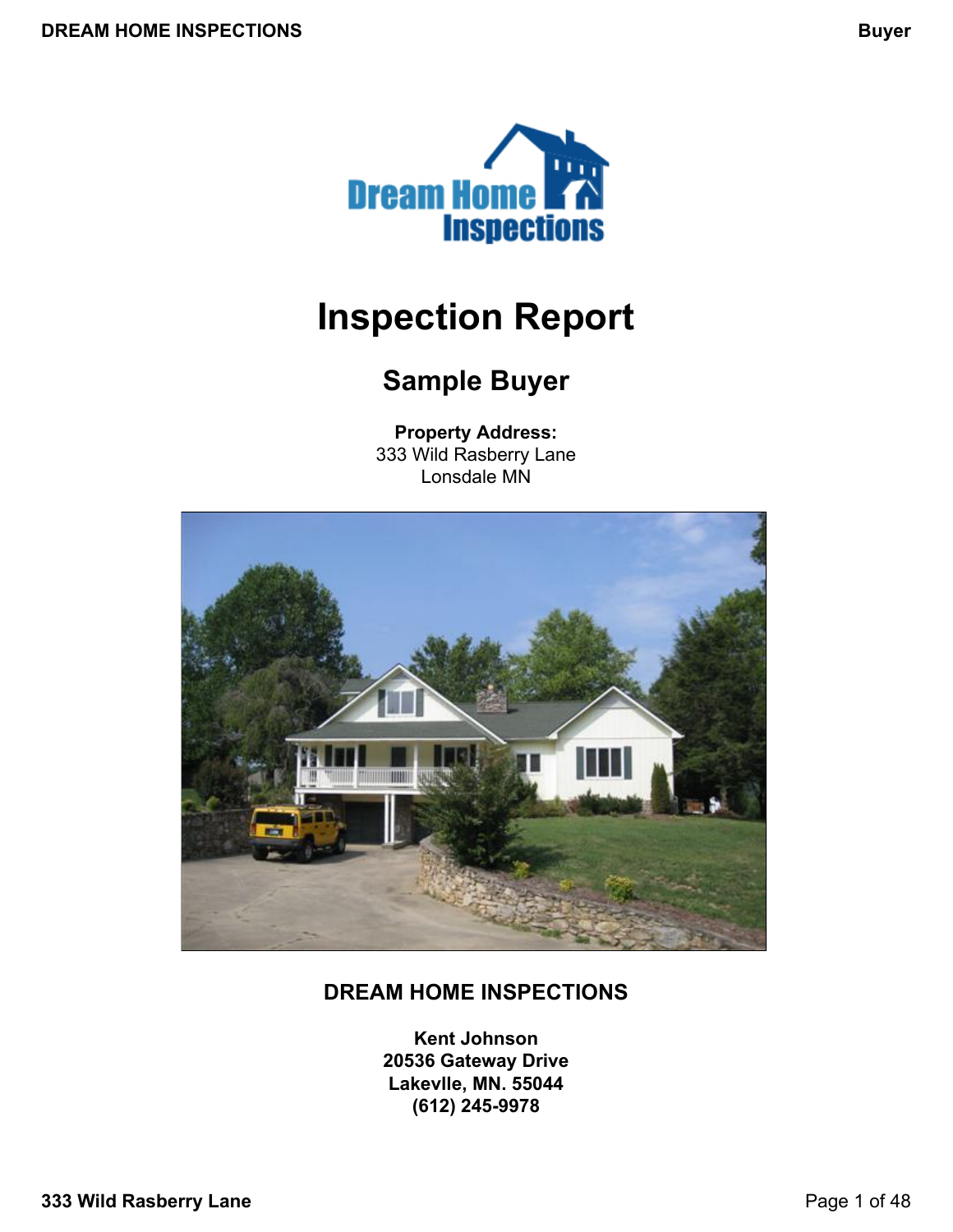# Inspection Report

## Sample Buyer

**Property Address:**
333 Wild Rasberry Lane
Lonsdale MN

## DREAM HOME INSPECTIONS

**Kent Johnson**
**20536 Gateway Drive**
**Lakevlle, MN. 55044**
**(612) 245-9978**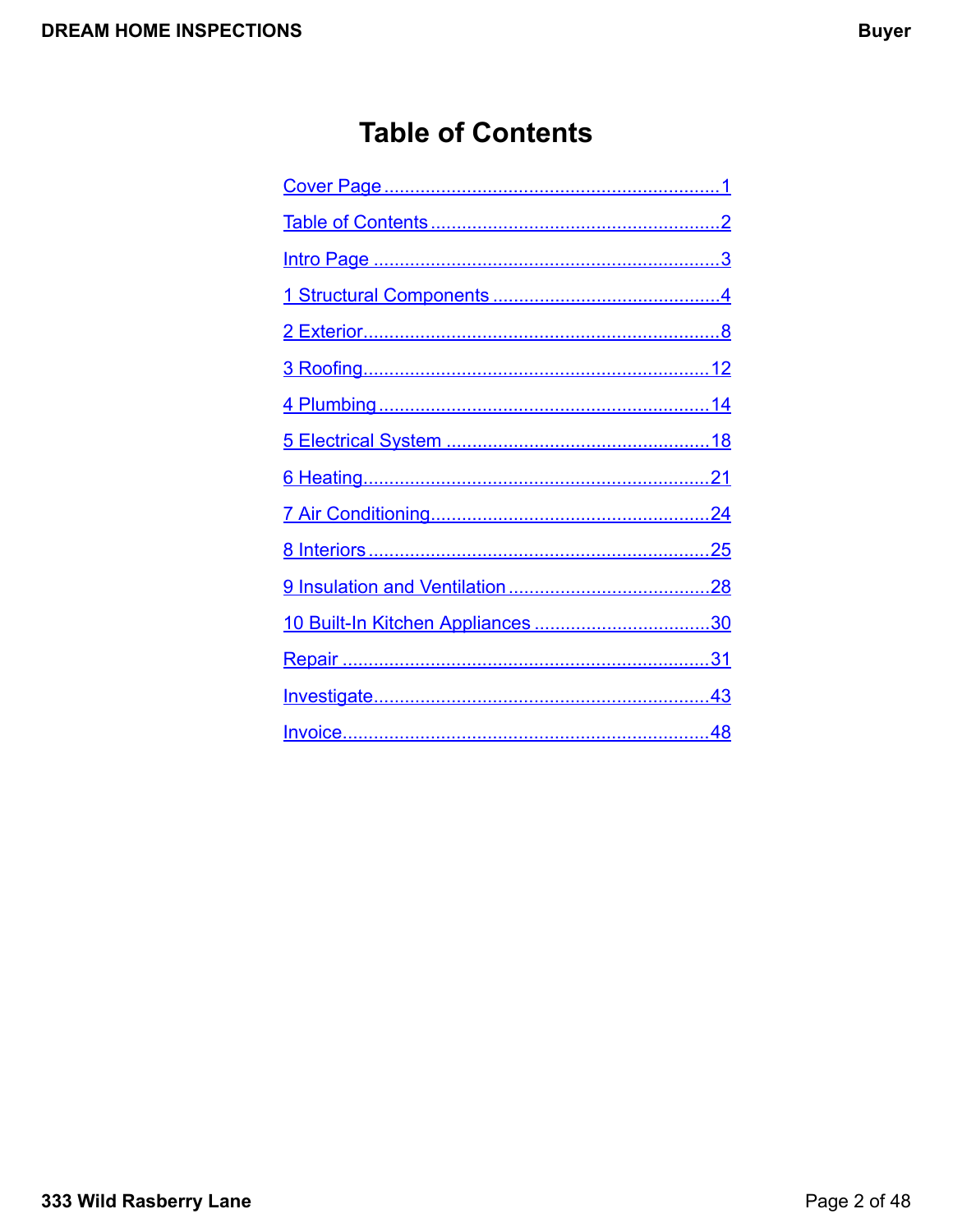# Table of Contents

- Cover Page ........................................ 1
- Table of Contents ........................................ 2
- Intro Page ........................................ 3
- 1 Structural Components ........................................ 4
- 2 Exterior ........................................ 8
- 3 Roofing ........................................ 12
- 4 Plumbing ........................................ 14
- 5 Electrical System ........................................ 18
- 6 Heating ........................................ 21
- 7 Air Conditioning ........................................ 24
- 8 Interiors ........................................ 25
- 9 Insulation and Ventilation ........................................ 28
- 10 Built-In Kitchen Appliances ........................................ 30
- Repair ........................................ 31
- Investigate ........................................ 43
- Invoice ........................................ 48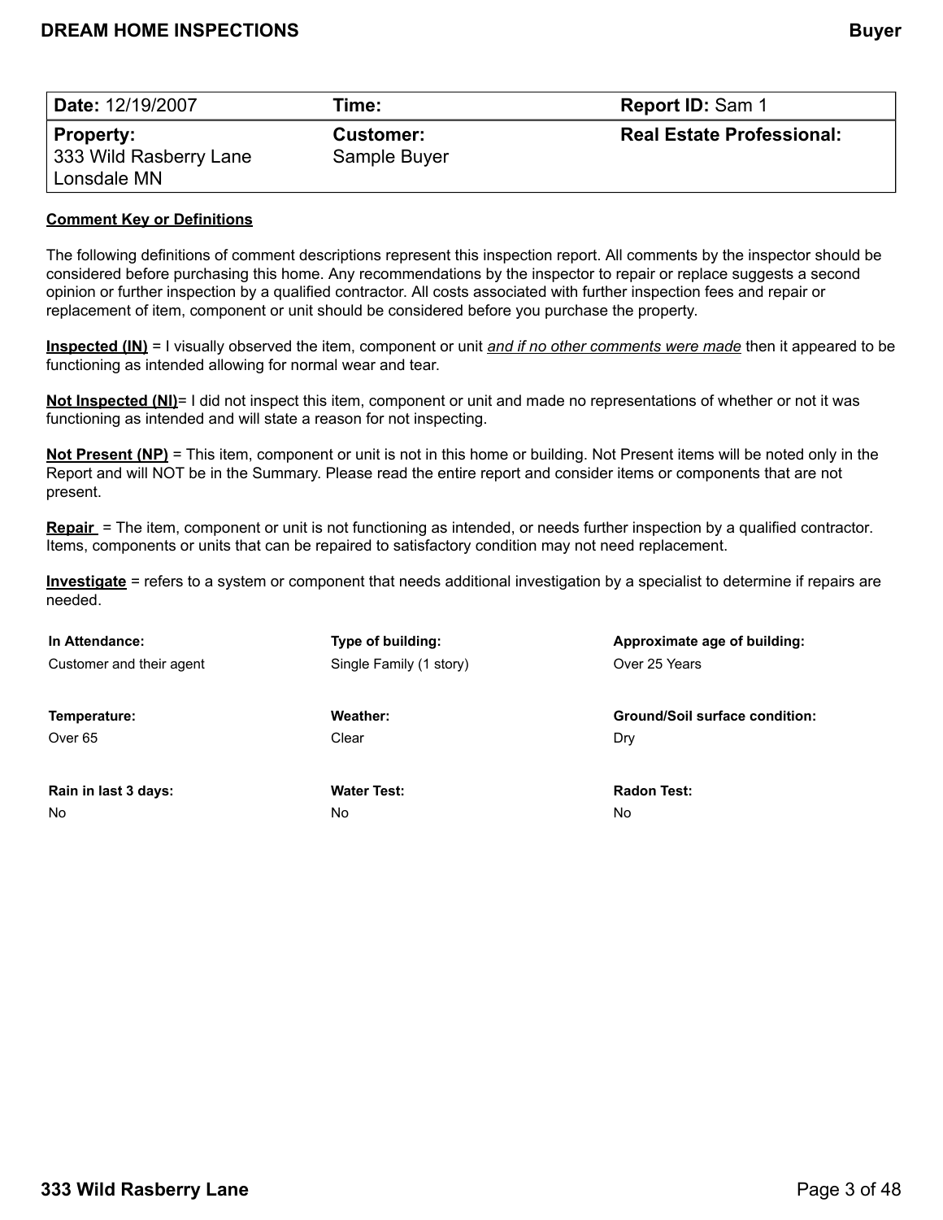| **Date:** 12/19/2007 | **Time:** | **Report ID:** Sam 1 |
| --- | --- | --- |
| **Property:** 333 Wild Rasberry Lane Lonsdale MN | **Customer:** Sample Buyer | **Real Estate Professional:** |

**Comment Key or Definitions**

The following definitions of comment descriptions represent this inspection report. All comments by the inspector should be considered before purchasing this home. Any recommendations by the inspector to repair or replace suggests a second opinion or further inspection by a qualified contractor. All costs associated with further inspection fees and repair or replacement of item, component or unit should be considered before you purchase the property.

**Inspected (IN)** = I visually observed the item, component or unit *and if no other comments were made* then it appeared to be functioning as intended allowing for normal wear and tear.

**Not Inspected (NI)**= I did not inspect this item, component or unit and made no representations of whether or not it was functioning as intended and will state a reason for not inspecting.

**Not Present (NP)** = This item, component or unit is not in this home or building. Not Present items will be noted only in the Report and will NOT be in the Summary. Please read the entire report and consider items or components that are not present.

**Repair** = The item, component or unit is not functioning as intended, or needs further inspection by a qualified contractor. Items, components or units that can be repaired to satisfactory condition may not need replacement.

**Investigate** = refers to a system or component that needs additional investigation by a specialist to determine if repairs are needed.

| **In Attendance:** | **Type of building:** | **Approximate age of building:** |
| --- | --- | --- |
| Customer and their agent | Single Family (1 story) | Over 25 Years |
| **Temperature:** | **Weather:** | **Ground/Soil surface condition:** |
| Over 65 | Clear | Dry |
| **Rain in last 3 days:** | **Water Test:** | **Radon Test:** |
| No | No | No |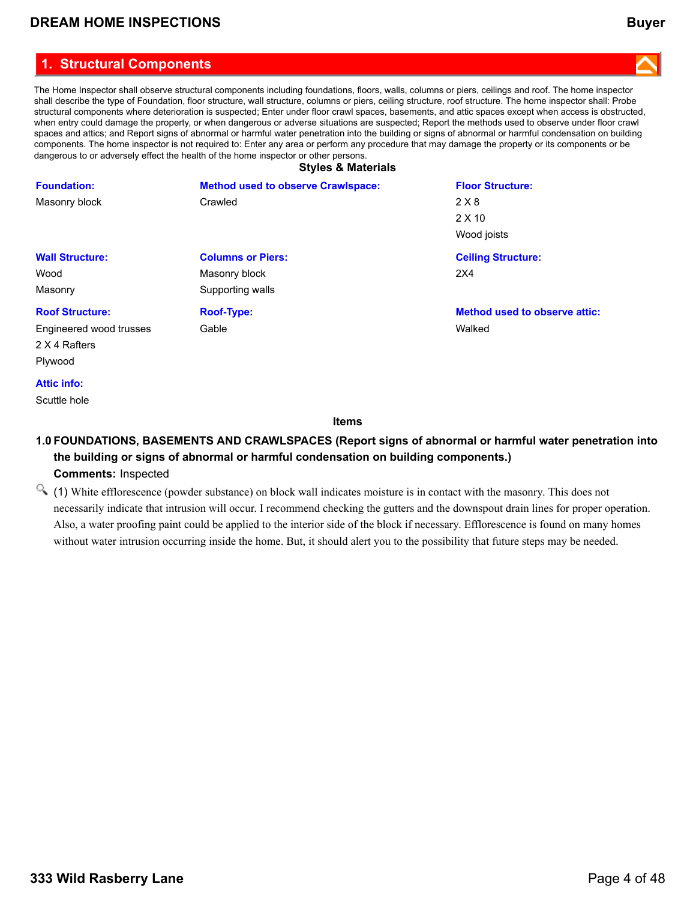## 1. Structural Components

The Home Inspector shall observe structural components including foundations, floors, walls, columns or piers, ceilings and roof. The home inspector shall describe the type of Foundation, floor structure, wall structure, columns or piers, ceiling structure, roof structure. The home inspector shall: Probe structural components where deterioration is suspected; Enter under floor crawl spaces, basements, and attic spaces except when access is obstructed, when entry could damage the property, or when dangerous or adverse situations are suspected; Report the methods used to observe under floor crawl spaces and attics; and Report signs of abnormal or harmful water penetration into the building or signs of abnormal or harmful condensation on building components. The home inspector is not required to: Enter any area or perform any procedure that may damage the property or its components or be dangerous to or adversely effect the health of the home inspector or other persons.

### Styles & Materials

**Foundation:**
Masonry block

**Method used to observe Crawlspace:**
Crawled

**Floor Structure:**
2 X 8
2 X 10
Wood joists

**Wall Structure:**
Wood
Masonry

**Columns or Piers:**
Masonry block
Supporting walls

**Ceiling Structure:**
2X4

**Roof Structure:**
Engineered wood trusses
2 X 4 Rafters
Plywood

**Roof-Type:**
Gable

**Method used to observe attic:**
Walked

**Attic info:**
Scuttle hole

### Items

**1.0 FOUNDATIONS, BASEMENTS AND CRAWLSPACES (Report signs of abnormal or harmful water penetration into the building or signs of abnormal or harmful condensation on building components.)**

**Comments:** Inspected

(1) White efflorescence (powder substance) on block wall indicates moisture is in contact with the masonry. This does not necessarily indicate that intrusion will occur. I recommend checking the gutters and the downspout drain lines for proper operation. Also, a water proofing paint could be applied to the interior side of the block if necessary. Efflorescence is found on many homes without water intrusion occurring inside the home. But, it should alert you to the possibility that future steps may be needed.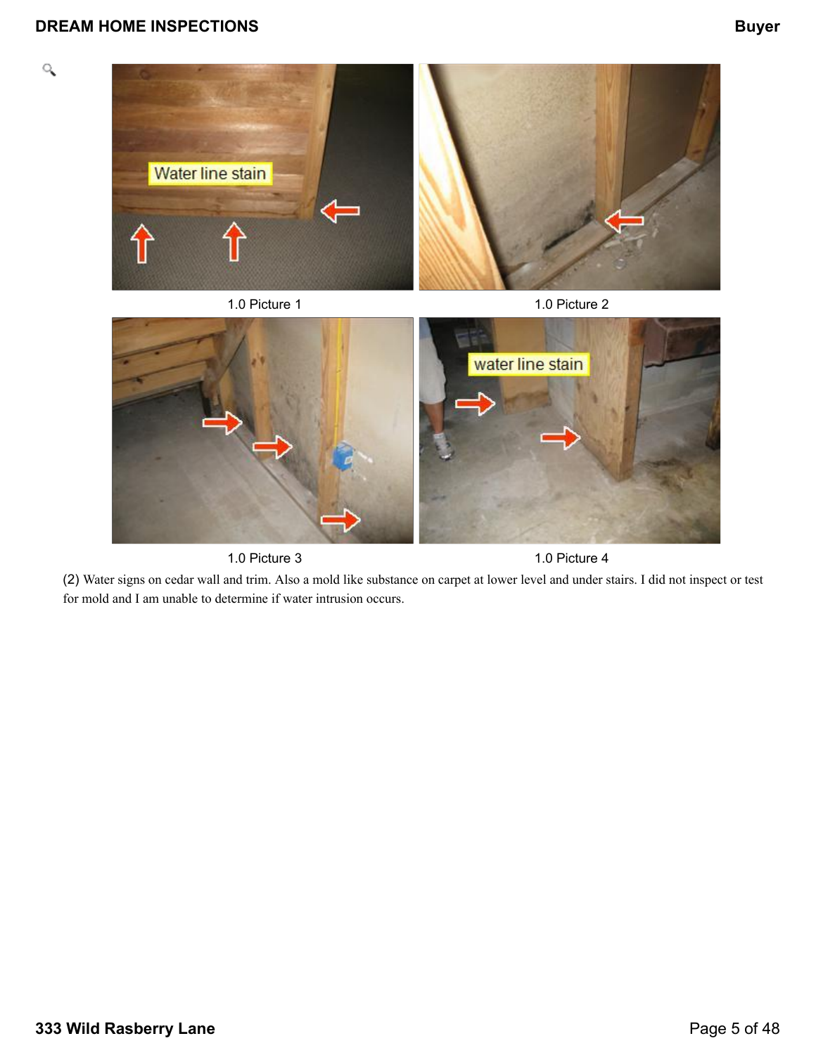1.0 Picture 1

1.0 Picture 2

1.0 Picture 3

1.0 Picture 4

(2) Water signs on cedar wall and trim. Also a mold like substance on carpet at lower level and under stairs. I did not inspect or test for mold and I am unable to determine if water intrusion occurs.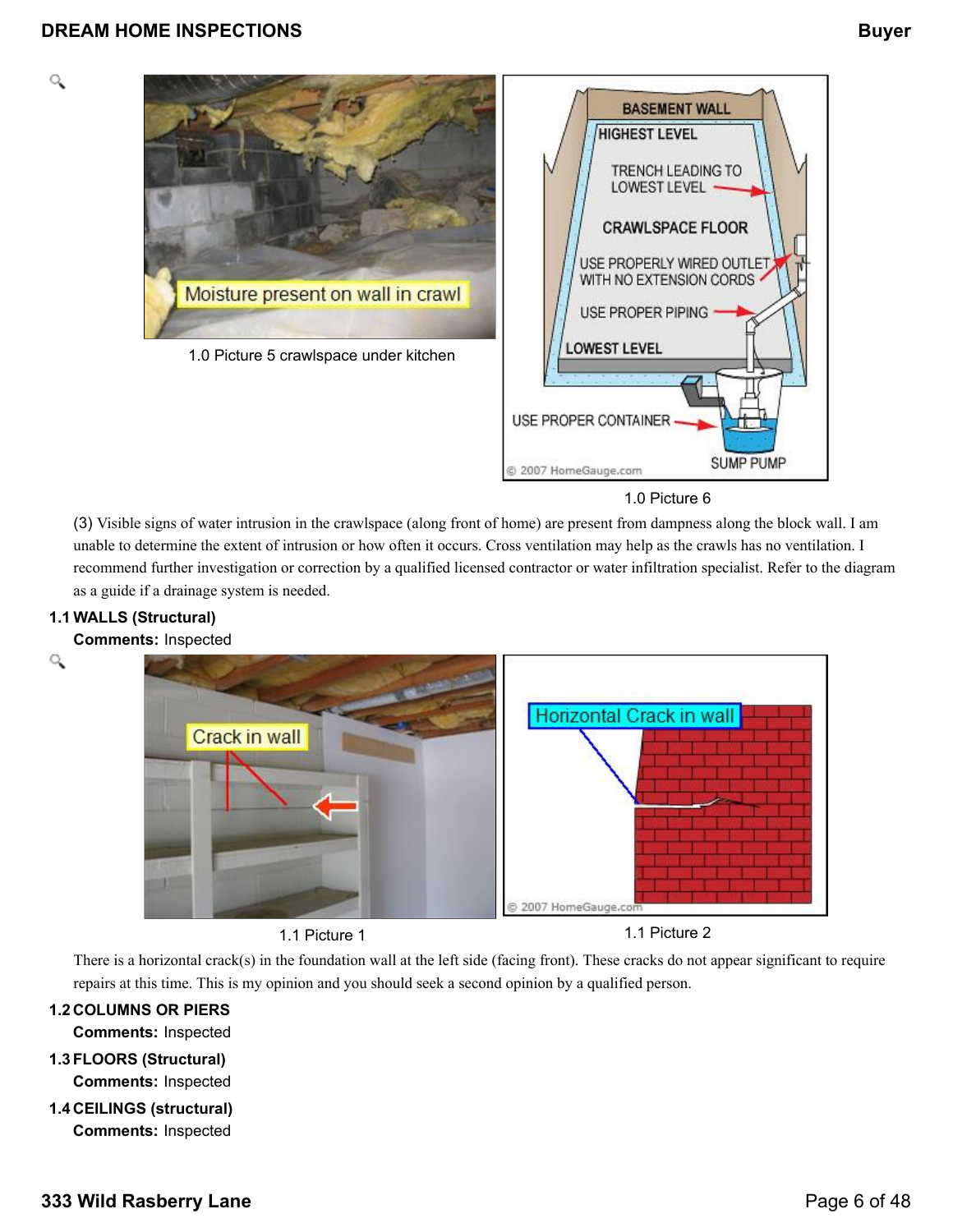1.0 Picture 5 crawlspace under kitchen

1.0 Picture 6

(3) Visible signs of water intrusion in the crawlspace (along front of home) are present from dampness along the block wall. I am unable to determine the extent of intrusion or how often it occurs. Cross ventilation may help as the crawls has no ventilation. I recommend further investigation or correction by a qualified licensed contractor or water infiltration specialist. Refer to the diagram as a guide if a drainage system is needed.

**1.1 WALLS (Structural)**

**Comments:** Inspected

1.1 Picture 1

1.1 Picture 2

There is a horizontal crack(s) in the foundation wall at the left side (facing front). These cracks do not appear significant to require repairs at this time. This is my opinion and you should seek a second opinion by a qualified person.

**1.2 COLUMNS OR PIERS**

**Comments:** Inspected

**1.3 FLOORS (Structural)**

**Comments:** Inspected

**1.4 CEILINGS (structural)**

**Comments:** Inspected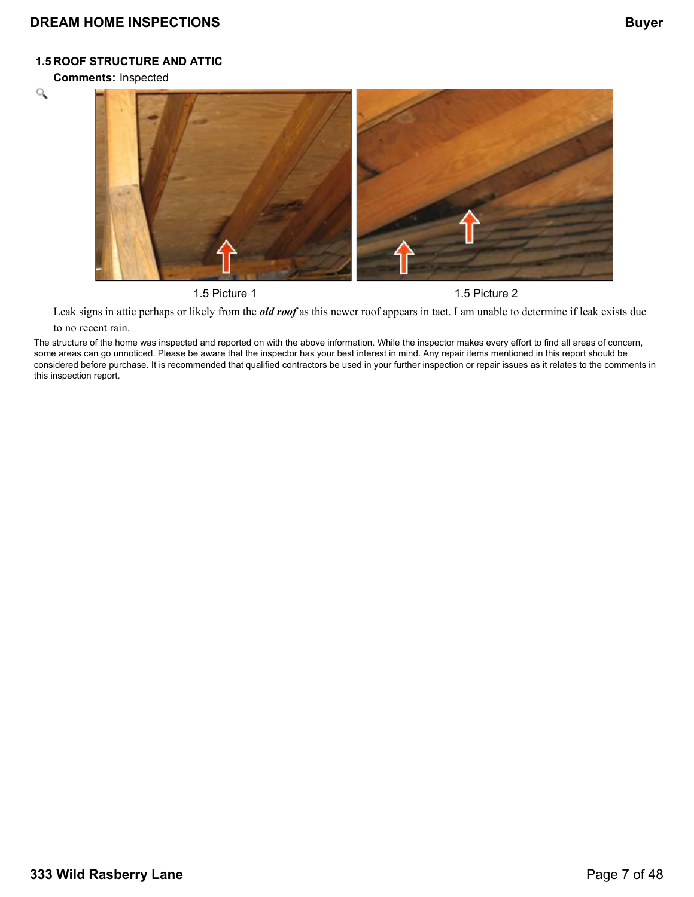### 1.5 ROOF STRUCTURE AND ATTIC

**Comments:** Inspected

1.5 Picture 1

1.5 Picture 2

Leak signs in attic perhaps or likely from the ***old roof*** as this newer roof appears in tact. I am unable to determine if leak exists due to no recent rain.

The structure of the home was inspected and reported on with the above information. While the inspector makes every effort to find all areas of concern, some areas can go unnoticed. Please be aware that the inspector has your best interest in mind. Any repair items mentioned in this report should be considered before purchase. It is recommended that qualified contractors be used in your further inspection or repair issues as it relates to the comments in this inspection report.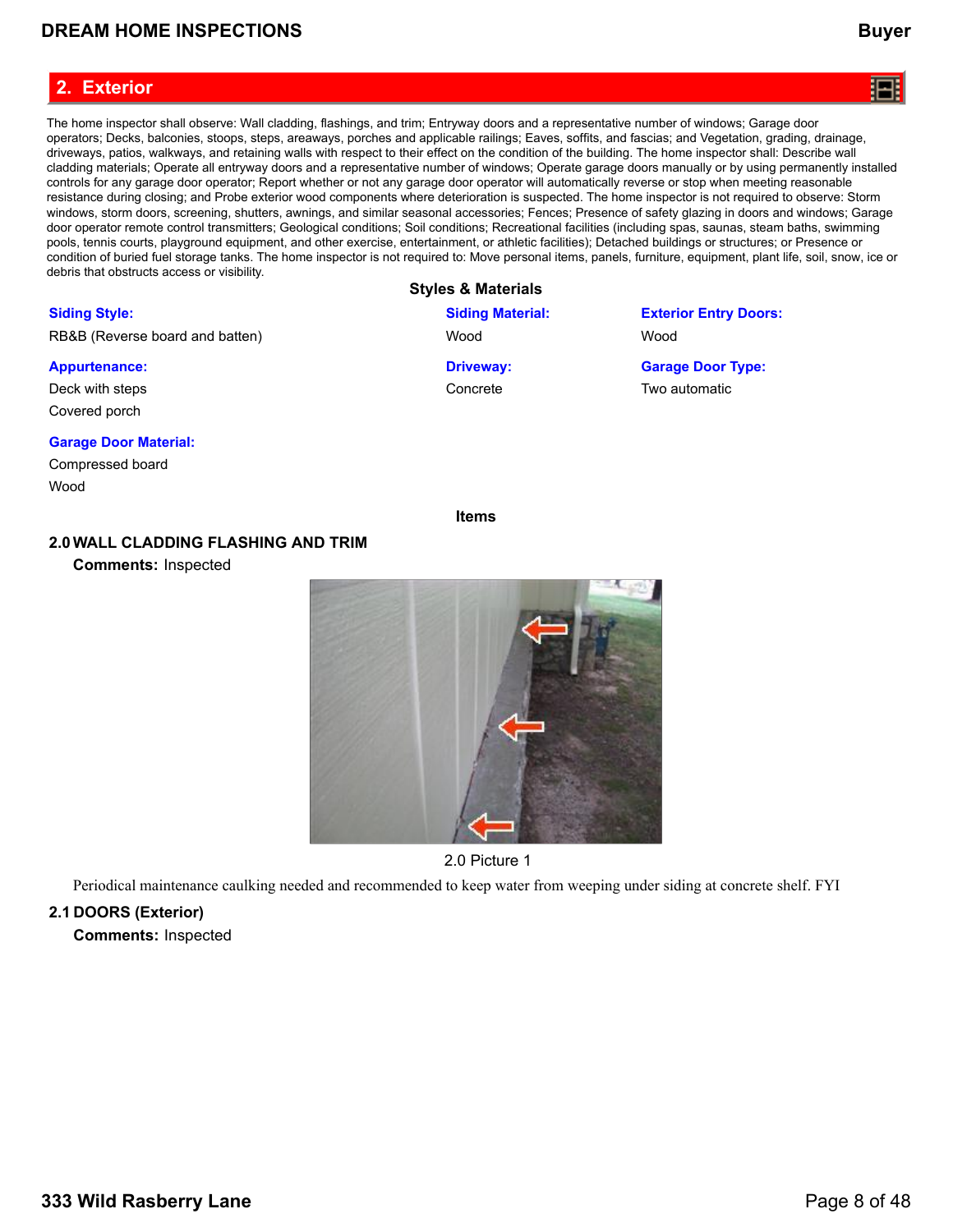## 2. Exterior

The home inspector shall observe: Wall cladding, flashings, and trim; Entryway doors and a representative number of windows; Garage door operators; Decks, balconies, stoops, steps, areaways, porches and applicable railings; Eaves, soffits, and fascias; and Vegetation, grading, drainage, driveways, patios, walkways, and retaining walls with respect to their effect on the condition of the building. The home inspector shall: Describe wall cladding materials; Operate all entryway doors and a representative number of windows; Operate garage doors manually or by using permanently installed controls for any garage door operator; Report whether or not any garage door operator will automatically reverse or stop when meeting reasonable resistance during closing; and Probe exterior wood components where deterioration is suspected. The home inspector is not required to observe: Storm windows, storm doors, screening, shutters, awnings, and similar seasonal accessories; Fences; Presence of safety glazing in doors and windows; Garage door operator remote control transmitters; Geological conditions; Soil conditions; Recreational facilities (including spas, saunas, steam baths, swimming pools, tennis courts, playground equipment, and other exercise, entertainment, or athletic facilities); Detached buildings or structures; or Presence or condition of buried fuel storage tanks. The home inspector is not required to: Move personal items, panels, furniture, equipment, plant life, soil, snow, ice or debris that obstructs access or visibility.

### Styles & Materials

**Siding Style:**
RB&B (Reverse board and batten)

**Siding Material:**
Wood

**Exterior Entry Doors:**
Wood

**Appurtenance:**
Deck with steps
Covered porch

**Driveway:**
Concrete

**Garage Door Type:**
Two automatic

**Garage Door Material:**
Compressed board
Wood

### Items

**2.0 WALL CLADDING FLASHING AND TRIM**

**Comments:** Inspected

2.0 Picture 1

Periodical maintenance caulking needed and recommended to keep water from weeping under siding at concrete shelf. FYI

**2.1 DOORS (Exterior)**

**Comments:** Inspected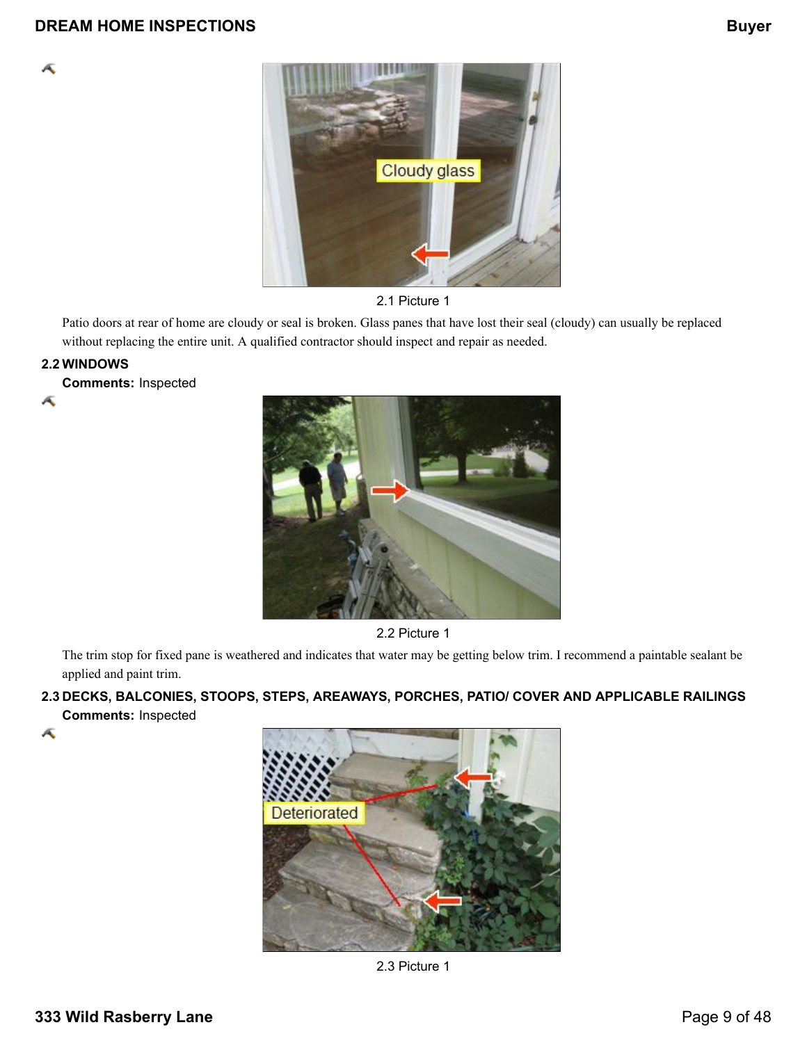2.1 Picture 1

Patio doors at rear of home are cloudy or seal is broken. Glass panes that have lost their seal (cloudy) can usually be replaced without replacing the entire unit. A qualified contractor should inspect and repair as needed.

### 2.2 WINDOWS

**Comments:** Inspected

2.2 Picture 1

The trim stop for fixed pane is weathered and indicates that water may be getting below trim. I recommend a paintable sealant be applied and paint trim.

### 2.3 DECKS, BALCONIES, STOOPS, STEPS, AREAWAYS, PORCHES, PATIO/ COVER AND APPLICABLE RAILINGS

**Comments:** Inspected

2.3 Picture 1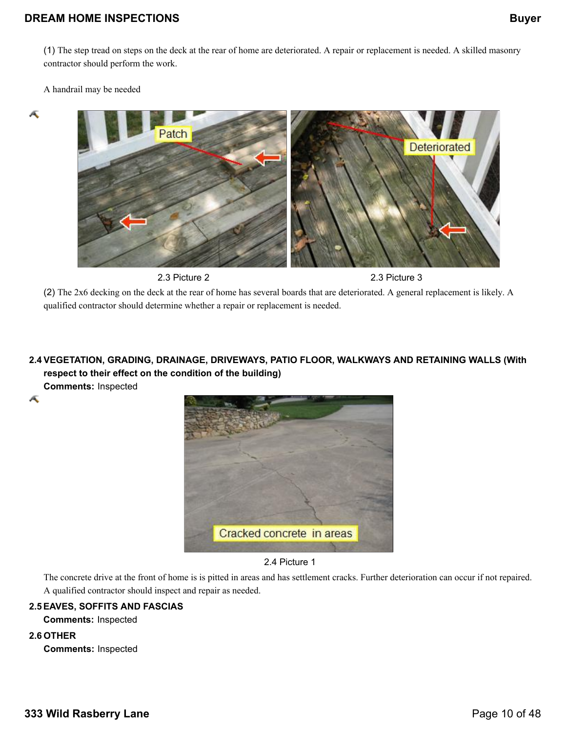(1) The step tread on steps on the deck at the rear of home are deteriorated. A repair or replacement is needed. A skilled masonry contractor should perform the work.

A handrail may be needed

2.3 Picture 2

2.3 Picture 3

(2) The 2x6 decking on the deck at the rear of home has several boards that are deteriorated. A general replacement is likely. A qualified contractor should determine whether a repair or replacement is needed.

**2.4 VEGETATION, GRADING, DRAINAGE, DRIVEWAYS, PATIO FLOOR, WALKWAYS AND RETAINING WALLS (With respect to their effect on the condition of the building)**

**Comments:** Inspected

2.4 Picture 1

The concrete drive at the front of home is is pitted in areas and has settlement cracks. Further deterioration can occur if not repaired. A qualified contractor should inspect and repair as needed.

**2.5 EAVES, SOFFITS AND FASCIAS**

**Comments:** Inspected

**2.6 OTHER**

**Comments:** Inspected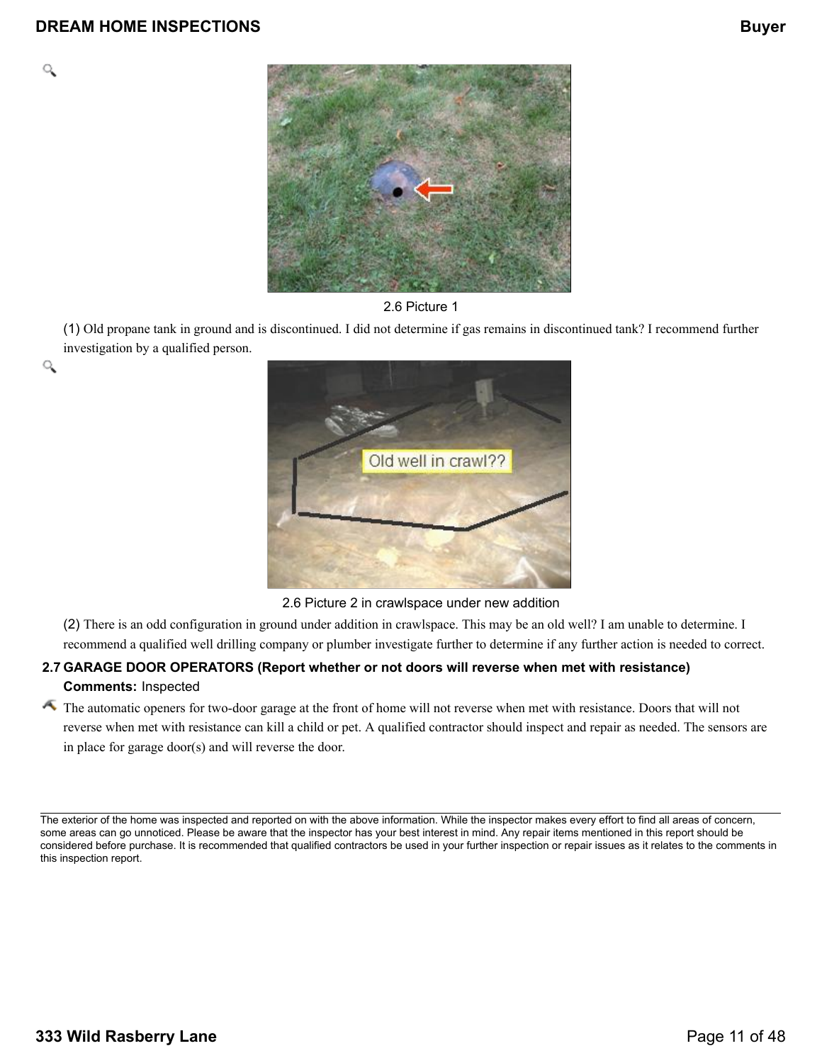2.6 Picture 1

(1) Old propane tank in ground and is discontinued. I did not determine if gas remains in discontinued tank? I recommend further investigation by a qualified person.

2.6 Picture 2 in crawlspace under new addition

(2) There is an odd configuration in ground under addition in crawlspace. This may be an old well? I am unable to determine. I recommend a qualified well drilling company or plumber investigate further to determine if any further action is needed to correct.

**2.7 GARAGE DOOR OPERATORS (Report whether or not doors will reverse when met with resistance)**

**Comments:** Inspected

The automatic openers for two-door garage at the front of home will not reverse when met with resistance. Doors that will not reverse when met with resistance can kill a child or pet. A qualified contractor should inspect and repair as needed. The sensors are in place for garage door(s) and will reverse the door.

---

The exterior of the home was inspected and reported on with the above information. While the inspector makes every effort to find all areas of concern, some areas can go unnoticed. Please be aware that the inspector has your best interest in mind. Any repair items mentioned in this report should be considered before purchase. It is recommended that qualified contractors be used in your further inspection or repair issues as it relates to the comments in this inspection report.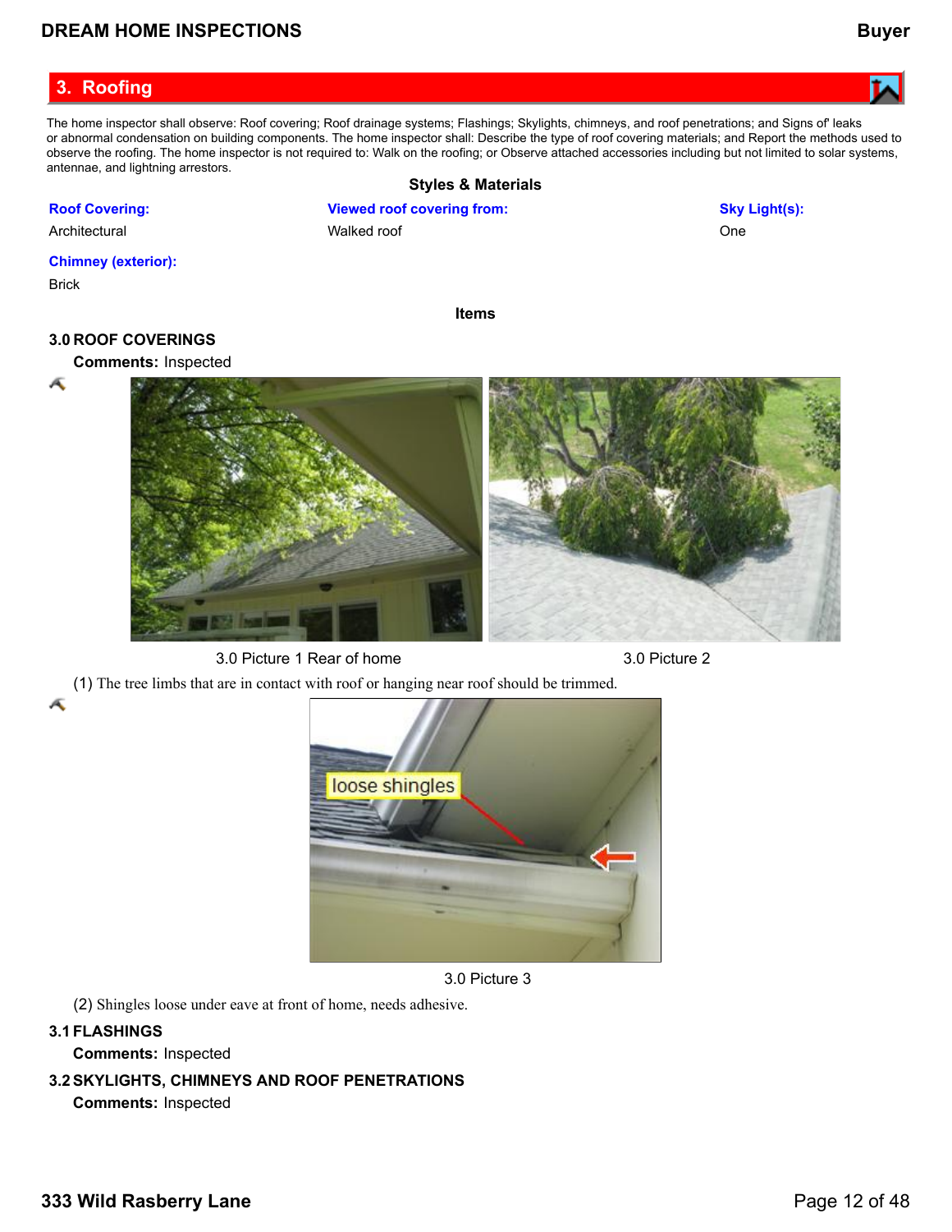## 3. Roofing

The home inspector shall observe: Roof covering; Roof drainage systems; Flashings; Skylights, chimneys, and roof penetrations; and Signs of' leaks or abnormal condensation on building components. The home inspector shall: Describe the type of roof covering materials; and Report the methods used to observe the roofing. The home inspector is not required to: Walk on the roofing; or Observe attached accessories including but not limited to solar systems, antennae, and lightning arrestors.

### Styles & Materials

**Roof Covering:**
Architectural

**Viewed roof covering from:**
Walked roof

**Sky Light(s):**
One

**Chimney (exterior):**
Brick

### Items

**3.0 ROOF COVERINGS**

**Comments:** Inspected

3.0 Picture 1 Rear of home

3.0 Picture 2

(1) The tree limbs that are in contact with roof or hanging near roof should be trimmed.

3.0 Picture 3

(2) Shingles loose under eave at front of home, needs adhesive.

**3.1 FLASHINGS**

**Comments:** Inspected

**3.2 SKYLIGHTS, CHIMNEYS AND ROOF PENETRATIONS**

**Comments:** Inspected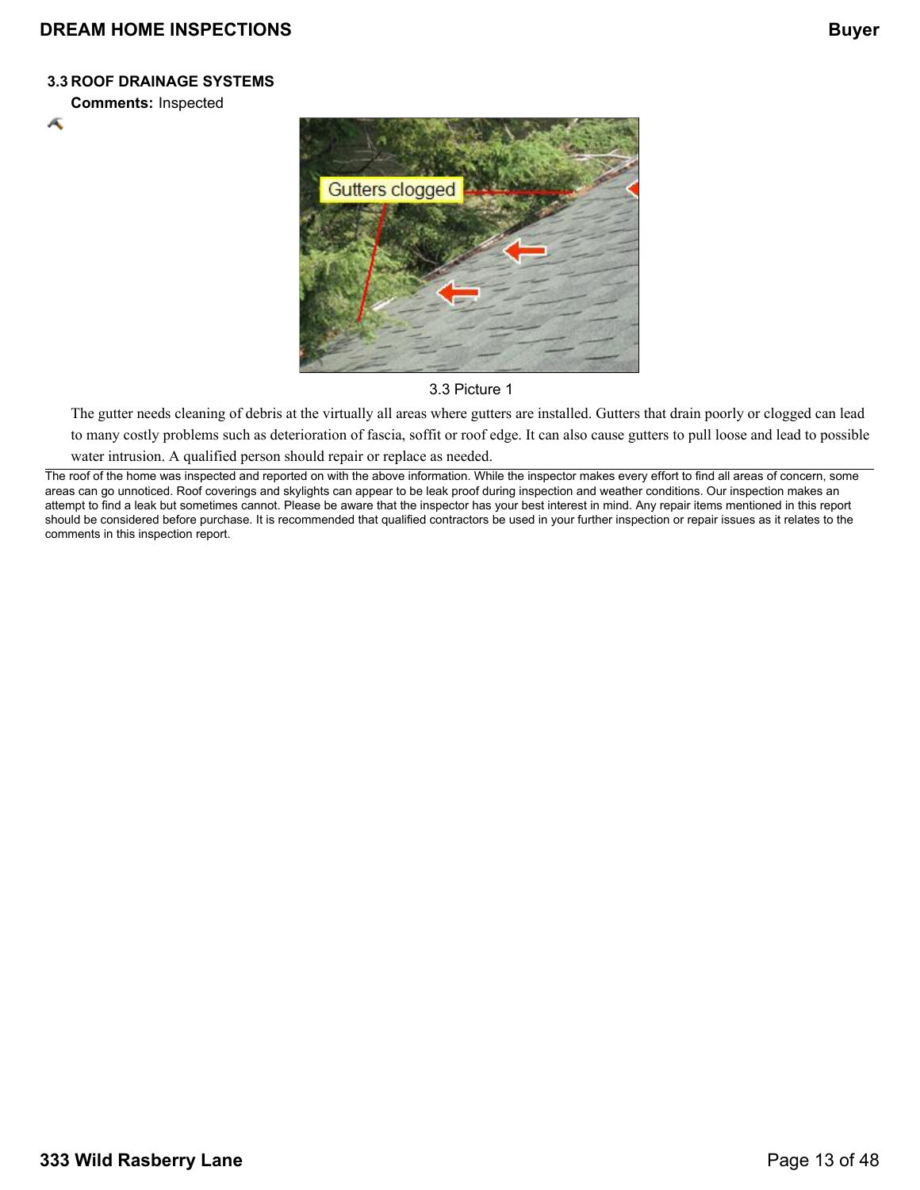### 3.3 ROOF DRAINAGE SYSTEMS

**Comments:** Inspected

3.3 Picture 1

The gutter needs cleaning of debris at the virtually all areas where gutters are installed. Gutters that drain poorly or clogged can lead to many costly problems such as deterioration of fascia, soffit or roof edge. It can also cause gutters to pull loose and lead to possible water intrusion. A qualified person should repair or replace as needed.

---

The roof of the home was inspected and reported on with the above information. While the inspector makes every effort to find all areas of concern, some areas can go unnoticed. Roof coverings and skylights can appear to be leak proof during inspection and weather conditions. Our inspection makes an attempt to find a leak but sometimes cannot. Please be aware that the inspector has your best interest in mind. Any repair items mentioned in this report should be considered before purchase. It is recommended that qualified contractors be used in your further inspection or repair issues as it relates to the comments in this inspection report.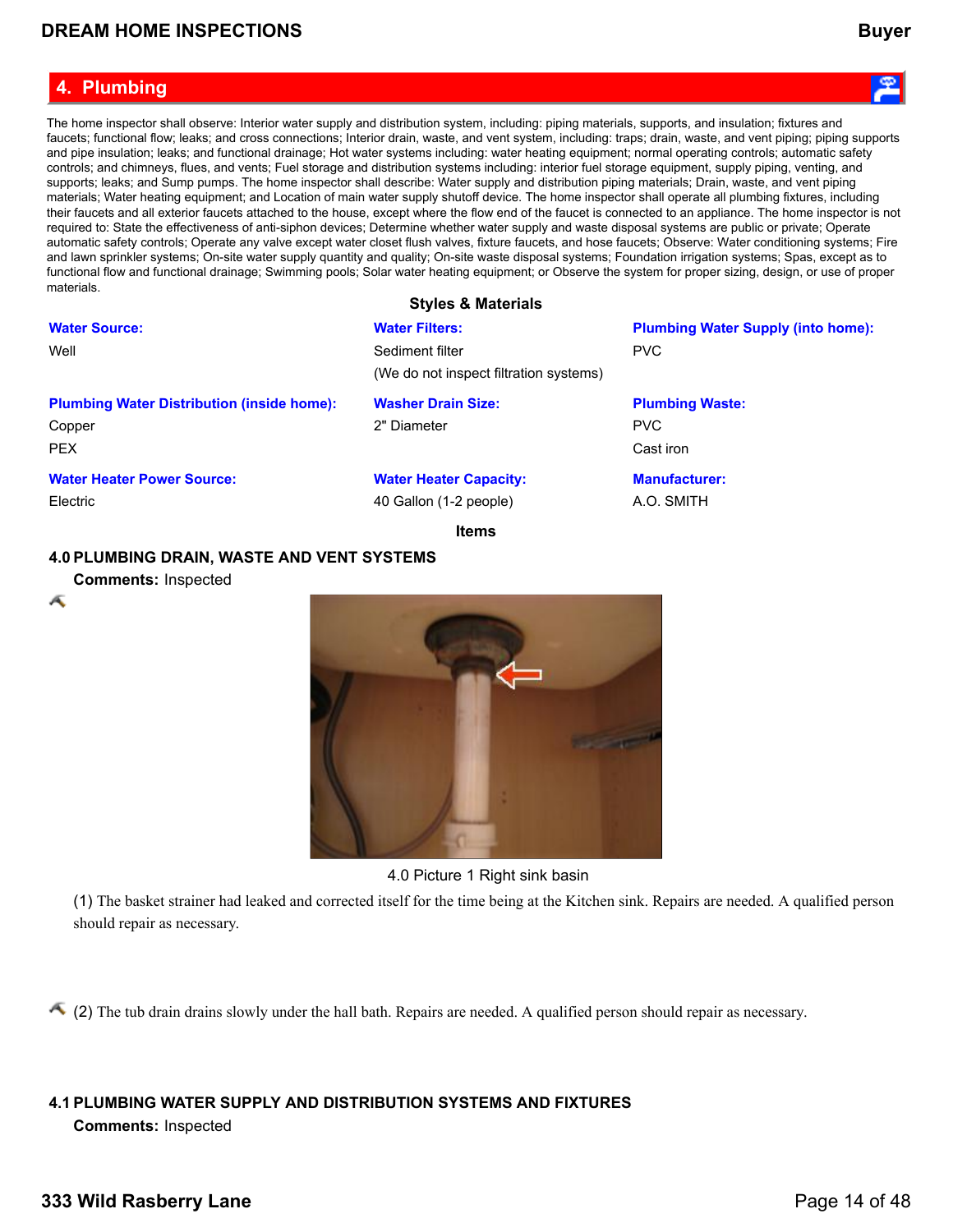# 4. Plumbing

The home inspector shall observe: Interior water supply and distribution system, including: piping materials, supports, and insulation; fixtures and faucets; functional flow; leaks; and cross connections; Interior drain, waste, and vent system, including: traps; drain, waste, and vent piping; piping supports and pipe insulation; leaks; and functional drainage; Hot water systems including: water heating equipment; normal operating controls; automatic safety controls; and chimneys, flues, and vents; Fuel storage and distribution systems including: interior fuel storage equipment, supply piping, venting, and supports; leaks; and Sump pumps. The home inspector shall describe: Water supply and distribution piping materials; Drain, waste, and vent piping materials; Water heating equipment; and Location of main water supply shutoff device. The home inspector shall operate all plumbing fixtures, including their faucets and all exterior faucets attached to the house, except where the flow end of the faucet is connected to an appliance. The home inspector is not required to: State the effectiveness of anti-siphon devices; Determine whether water supply and waste disposal systems are public or private; Operate automatic safety controls; Operate any valve except water closet flush valves, fixture faucets, and hose faucets; Observe: Water conditioning systems; Fire and lawn sprinkler systems; On-site water supply quantity and quality; On-site waste disposal systems; Foundation irrigation systems; Spas, except as to functional flow and functional drainage; Swimming pools; Solar water heating equipment; or Observe the system for proper sizing, design, or use of proper materials.

## Styles & Materials

**Water Source:**
Well

**Water Filters:**
Sediment filter
(We do not inspect filtration systems)

**Plumbing Water Supply (into home):**
PVC

**Plumbing Water Distribution (inside home):**
Copper
PEX

**Washer Drain Size:**
2" Diameter

**Plumbing Waste:**
PVC
Cast iron

**Water Heater Power Source:**
Electric

**Water Heater Capacity:**
40 Gallon (1-2 people)

**Manufacturer:**
A.O. SMITH

## Items

### 4.0 PLUMBING DRAIN, WASTE AND VENT SYSTEMS

**Comments:** Inspected

4.0 Picture 1 Right sink basin

(1) The basket strainer had leaked and corrected itself for the time being at the Kitchen sink. Repairs are needed. A qualified person should repair as necessary.

(2) The tub drain drains slowly under the hall bath. Repairs are needed. A qualified person should repair as necessary.

### 4.1 PLUMBING WATER SUPPLY AND DISTRIBUTION SYSTEMS AND FIXTURES

**Comments:** Inspected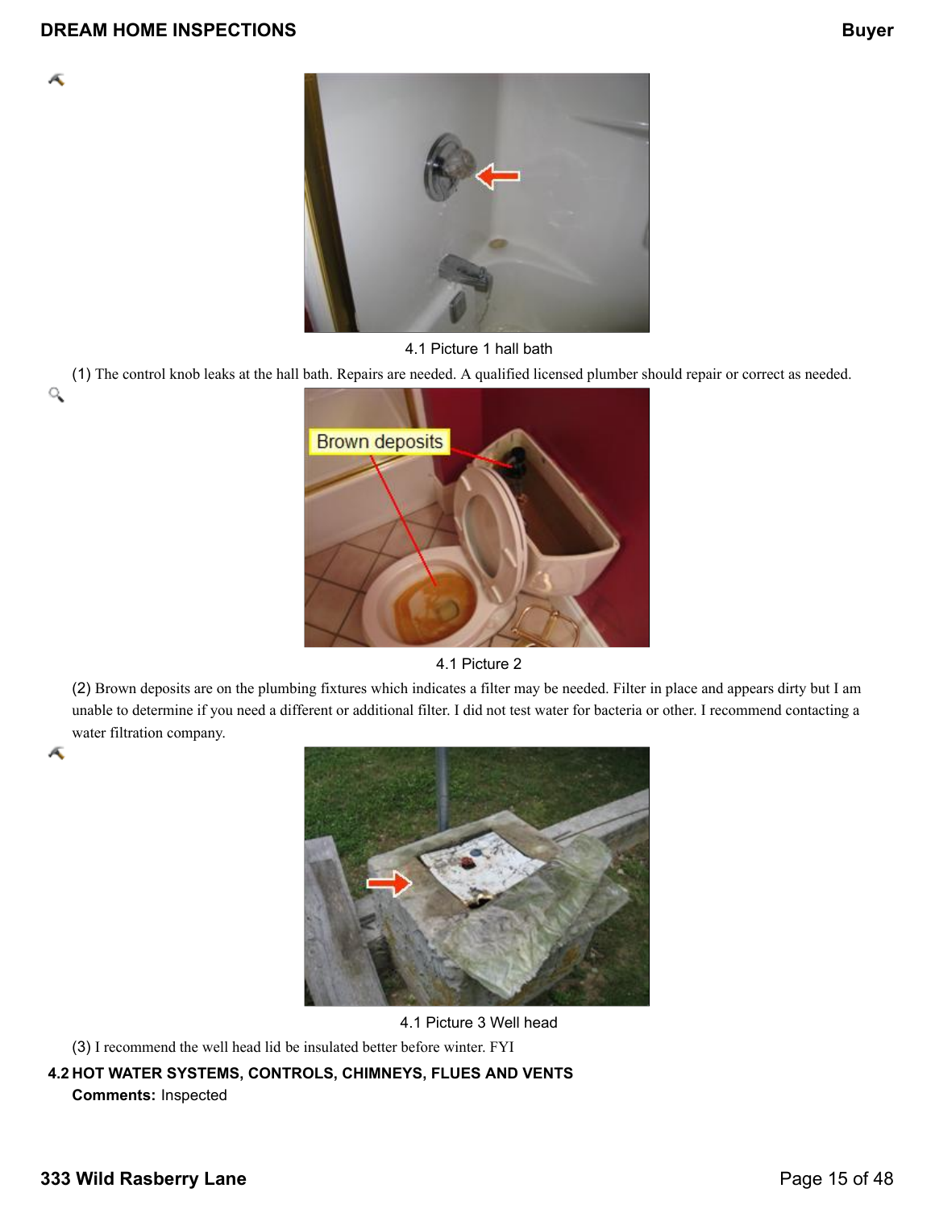4.1 Picture 1 hall bath

(1) The control knob leaks at the hall bath. Repairs are needed. A qualified licensed plumber should repair or correct as needed.

4.1 Picture 2

(2) Brown deposits are on the plumbing fixtures which indicates a filter may be needed. Filter in place and appears dirty but I am unable to determine if you need a different or additional filter. I did not test water for bacteria or other. I recommend contacting a water filtration company.

4.1 Picture 3 Well head

(3) I recommend the well head lid be insulated better before winter. FYI

**4.2 HOT WATER SYSTEMS, CONTROLS, CHIMNEYS, FLUES AND VENTS**

**Comments:** Inspected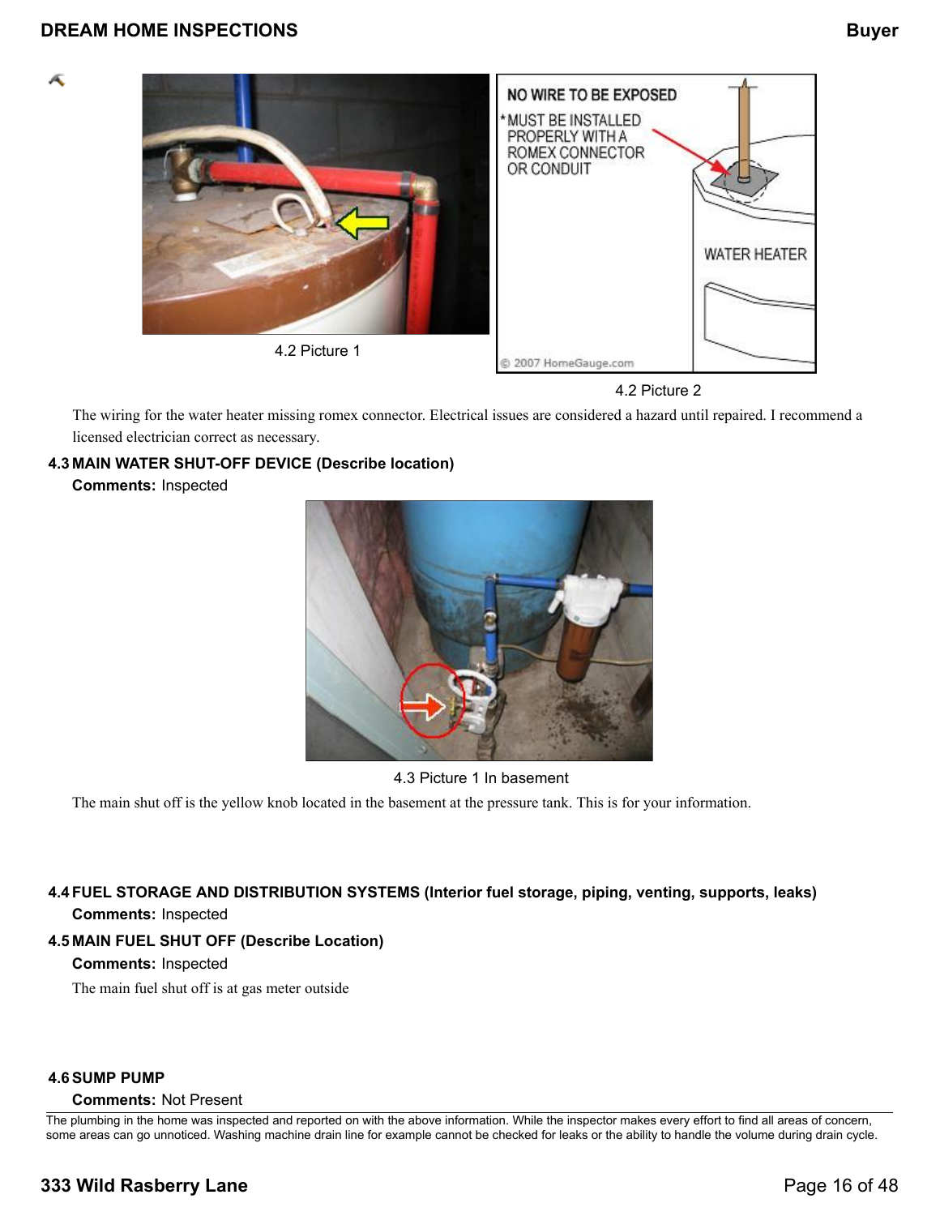4.2 Picture 1

4.2 Picture 2

The wiring for the water heater missing romex connector. Electrical issues are considered a hazard until repaired. I recommend a licensed electrician correct as necessary.

**4.3 MAIN WATER SHUT-OFF DEVICE (Describe location)**

**Comments:** Inspected

4.3 Picture 1 In basement

The main shut off is the yellow knob located in the basement at the pressure tank. This is for your information.

**4.4 FUEL STORAGE AND DISTRIBUTION SYSTEMS (Interior fuel storage, piping, venting, supports, leaks)**

**Comments:** Inspected

**4.5 MAIN FUEL SHUT OFF (Describe Location)**

**Comments:** Inspected

The main fuel shut off is at gas meter outside

**4.6 SUMP PUMP**

**Comments:** Not Present

The plumbing in the home was inspected and reported on with the above information. While the inspector makes every effort to find all areas of concern, some areas can go unnoticed. Washing machine drain line for example cannot be checked for leaks or the ability to handle the volume during drain cycle.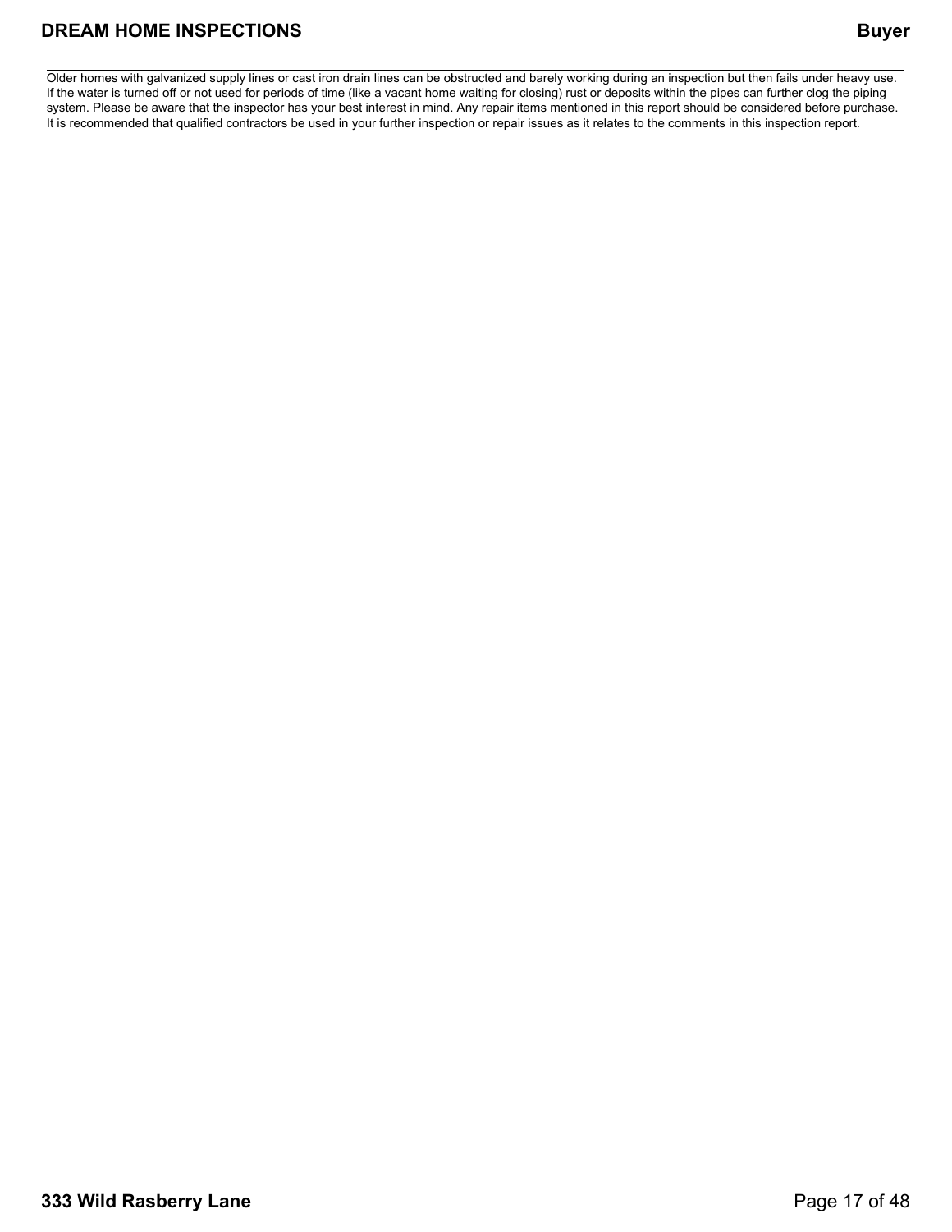Older homes with galvanized supply lines or cast iron drain lines can be obstructed and barely working during an inspection but then fails under heavy use. If the water is turned off or not used for periods of time (like a vacant home waiting for closing) rust or deposits within the pipes can further clog the piping system. Please be aware that the inspector has your best interest in mind. Any repair items mentioned in this report should be considered before purchase. It is recommended that qualified contractors be used in your further inspection or repair issues as it relates to the comments in this inspection report.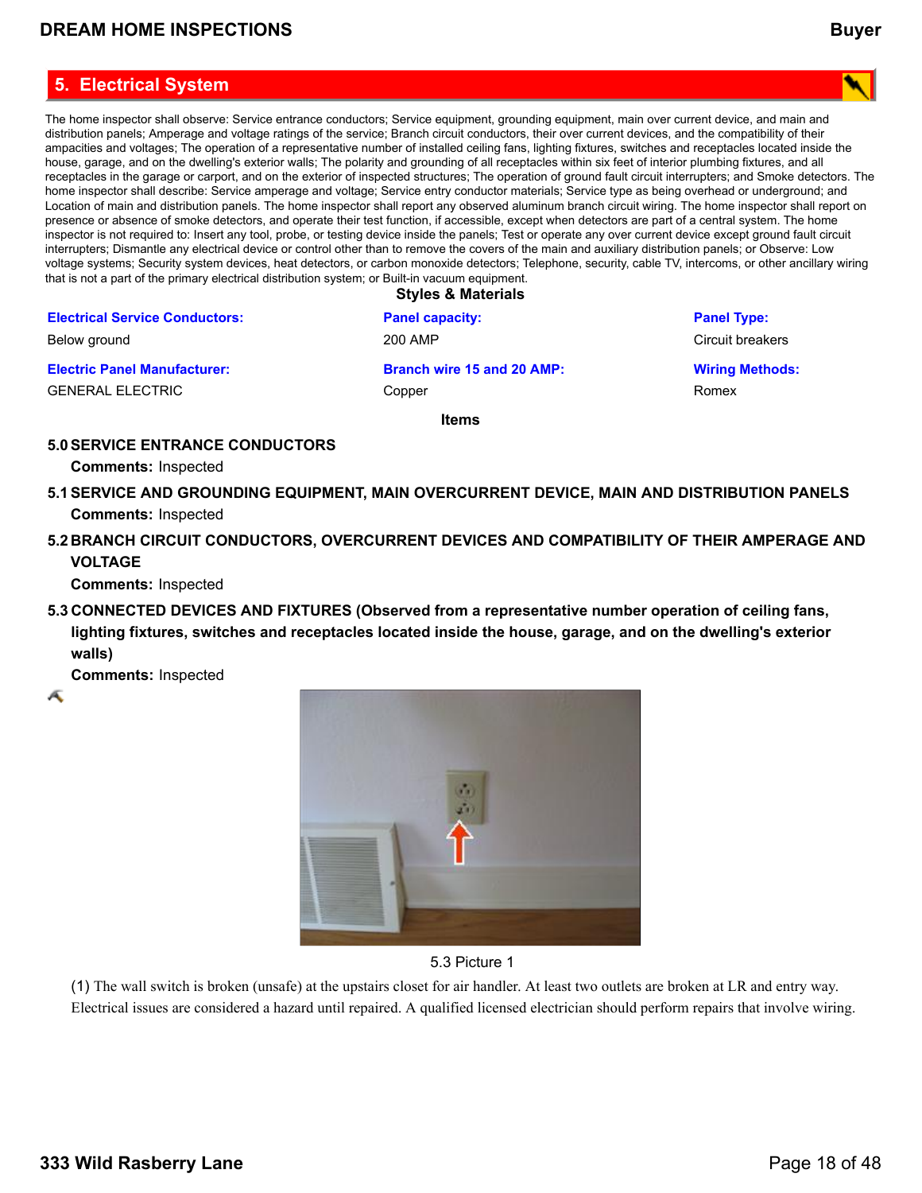## 5. Electrical System

The home inspector shall observe: Service entrance conductors; Service equipment, grounding equipment, main over current device, and main and distribution panels; Amperage and voltage ratings of the service; Branch circuit conductors, their over current devices, and the compatibility of their ampacities and voltages; The operation of a representative number of installed ceiling fans, lighting fixtures, switches and receptacles located inside the house, garage, and on the dwelling's exterior walls; The polarity and grounding of all receptacles within six feet of interior plumbing fixtures, and all receptacles in the garage or carport, and on the exterior of inspected structures; The operation of ground fault circuit interrupters; and Smoke detectors. The home inspector shall describe: Service amperage and voltage; Service entry conductor materials; Service type as being overhead or underground; and Location of main and distribution panels. The home inspector shall report any observed aluminum branch circuit wiring. The home inspector shall report on presence or absence of smoke detectors, and operate their test function, if accessible, except when detectors are part of a central system. The home inspector is not required to: Insert any tool, probe, or testing device inside the panels; Test or operate any over current device except ground fault circuit interrupters; Dismantle any electrical device or control other than to remove the covers of the main and auxiliary distribution panels; or Observe: Low voltage systems; Security system devices, heat detectors, or carbon monoxide detectors; Telephone, security, cable TV, intercoms, or other ancillary wiring that is not a part of the primary electrical distribution system; or Built-in vacuum equipment.

### Styles & Materials

**Electrical Service Conductors:**
Below ground

**Panel capacity:**
200 AMP

**Panel Type:**
Circuit breakers

**Electric Panel Manufacturer:**
GENERAL ELECTRIC

**Branch wire 15 and 20 AMP:**
Copper

**Wiring Methods:**
Romex

### Items

**5.0 SERVICE ENTRANCE CONDUCTORS**

**Comments:** Inspected

**5.1 SERVICE AND GROUNDING EQUIPMENT, MAIN OVERCURRENT DEVICE, MAIN AND DISTRIBUTION PANELS**

**Comments:** Inspected

**5.2 BRANCH CIRCUIT CONDUCTORS, OVERCURRENT DEVICES AND COMPATIBILITY OF THEIR AMPERAGE AND VOLTAGE**

**Comments:** Inspected

**5.3 CONNECTED DEVICES AND FIXTURES (Observed from a representative number operation of ceiling fans, lighting fixtures, switches and receptacles located inside the house, garage, and on the dwelling's exterior walls)**

**Comments:** Inspected

5.3 Picture 1

(1) The wall switch is broken (unsafe) at the upstairs closet for air handler. At least two outlets are broken at LR and entry way. Electrical issues are considered a hazard until repaired. A qualified licensed electrician should perform repairs that involve wiring.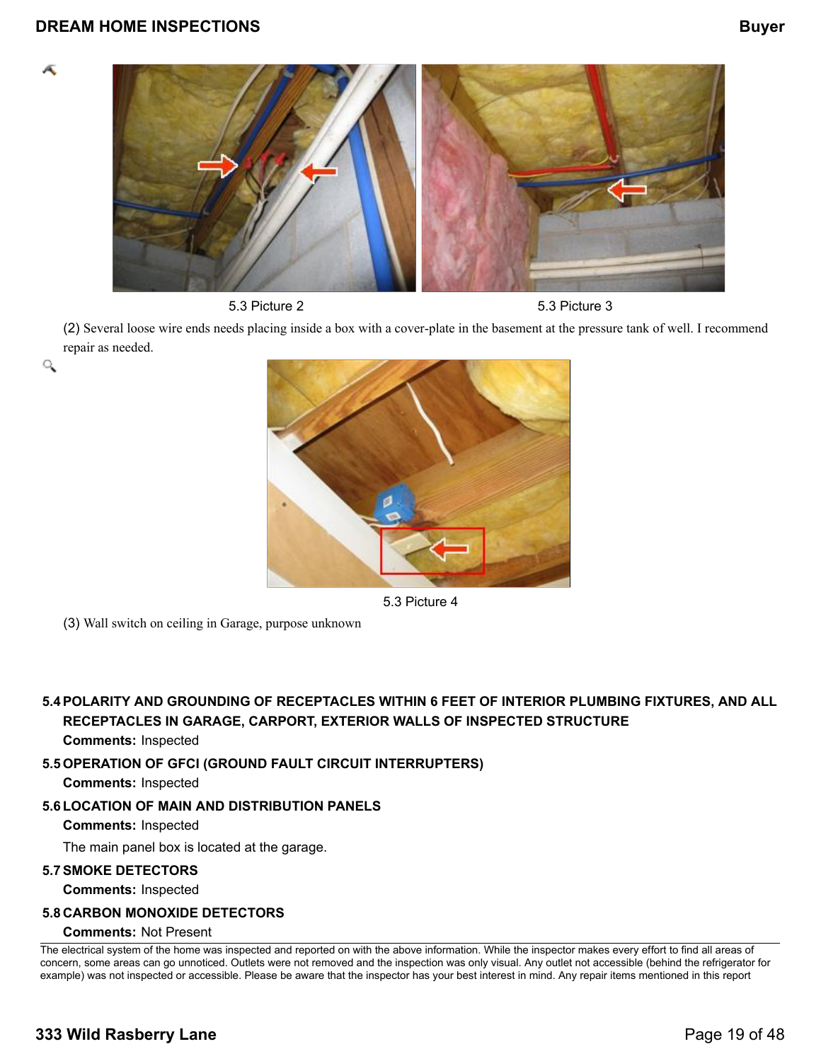5.3 Picture 2

5.3 Picture 3

(2) Several loose wire ends needs placing inside a box with a cover-plate in the basement at the pressure tank of well. I recommend repair as needed.

5.3 Picture 4

(3) Wall switch on ceiling in Garage, purpose unknown

**5.4 POLARITY AND GROUNDING OF RECEPTACLES WITHIN 6 FEET OF INTERIOR PLUMBING FIXTURES, AND ALL RECEPTACLES IN GARAGE, CARPORT, EXTERIOR WALLS OF INSPECTED STRUCTURE**

**Comments:** Inspected

**5.5 OPERATION OF GFCI (GROUND FAULT CIRCUIT INTERRUPTERS)**

**Comments:** Inspected

**5.6 LOCATION OF MAIN AND DISTRIBUTION PANELS**

**Comments:** Inspected

The main panel box is located at the garage.

**5.7 SMOKE DETECTORS**

**Comments:** Inspected

**5.8 CARBON MONOXIDE DETECTORS**

**Comments:** Not Present

The electrical system of the home was inspected and reported on with the above information. While the inspector makes every effort to find all areas of concern, some areas can go unnoticed. Outlets were not removed and the inspection was only visual. Any outlet not accessible (behind the refrigerator for example) was not inspected or accessible. Please be aware that the inspector has your best interest in mind. Any repair items mentioned in this report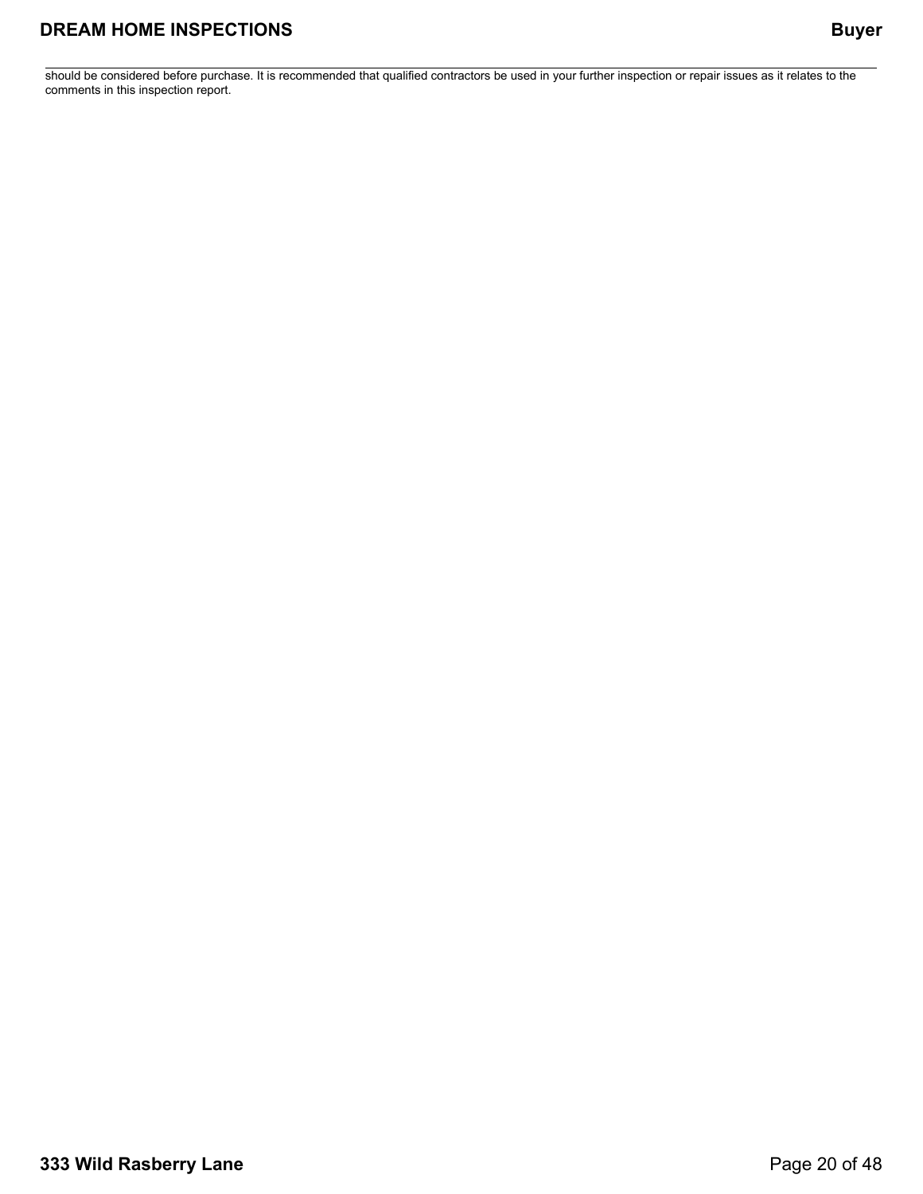should be considered before purchase. It is recommended that qualified contractors be used in your further inspection or repair issues as it relates to the comments in this inspection report.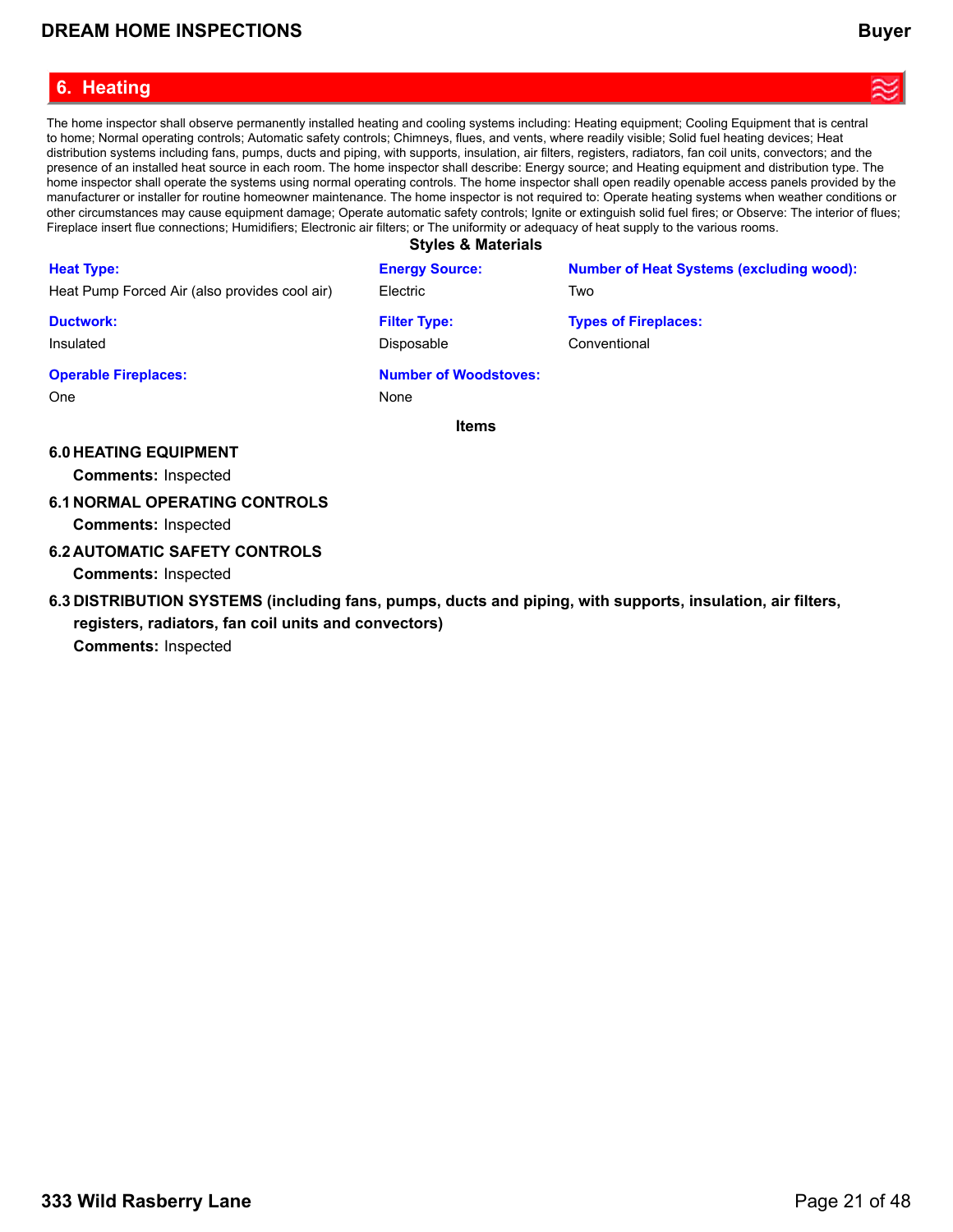## 6. Heating

The home inspector shall observe permanently installed heating and cooling systems including: Heating equipment; Cooling Equipment that is central to home; Normal operating controls; Automatic safety controls; Chimneys, flues, and vents, where readily visible; Solid fuel heating devices; Heat distribution systems including fans, pumps, ducts and piping, with supports, insulation, air filters, registers, radiators, fan coil units, convectors; and the presence of an installed heat source in each room. The home inspector shall describe: Energy source; and Heating equipment and distribution type. The home inspector shall operate the systems using normal operating controls. The home inspector shall open readily openable access panels provided by the manufacturer or installer for routine homeowner maintenance. The home inspector is not required to: Operate heating systems when weather conditions or other circumstances may cause equipment damage; Operate automatic safety controls; Ignite or extinguish solid fuel fires; or Observe: The interior of flues; Fireplace insert flue connections; Humidifiers; Electronic air filters; or The uniformity or adequacy of heat supply to the various rooms.

### Styles & Materials

**Heat Type:**
Heat Pump Forced Air (also provides cool air)

**Energy Source:**
Electric

**Number of Heat Systems (excluding wood):**
Two

**Ductwork:**
Insulated

**Filter Type:**
Disposable

**Types of Fireplaces:**
Conventional

**Operable Fireplaces:**
One

**Number of Woodstoves:**
None

### Items

**6.0 HEATING EQUIPMENT**

**Comments:** Inspected

**6.1 NORMAL OPERATING CONTROLS**

**Comments:** Inspected

**6.2 AUTOMATIC SAFETY CONTROLS**

**Comments:** Inspected

**6.3 DISTRIBUTION SYSTEMS (including fans, pumps, ducts and piping, with supports, insulation, air filters, registers, radiators, fan coil units and convectors)**

**Comments:** Inspected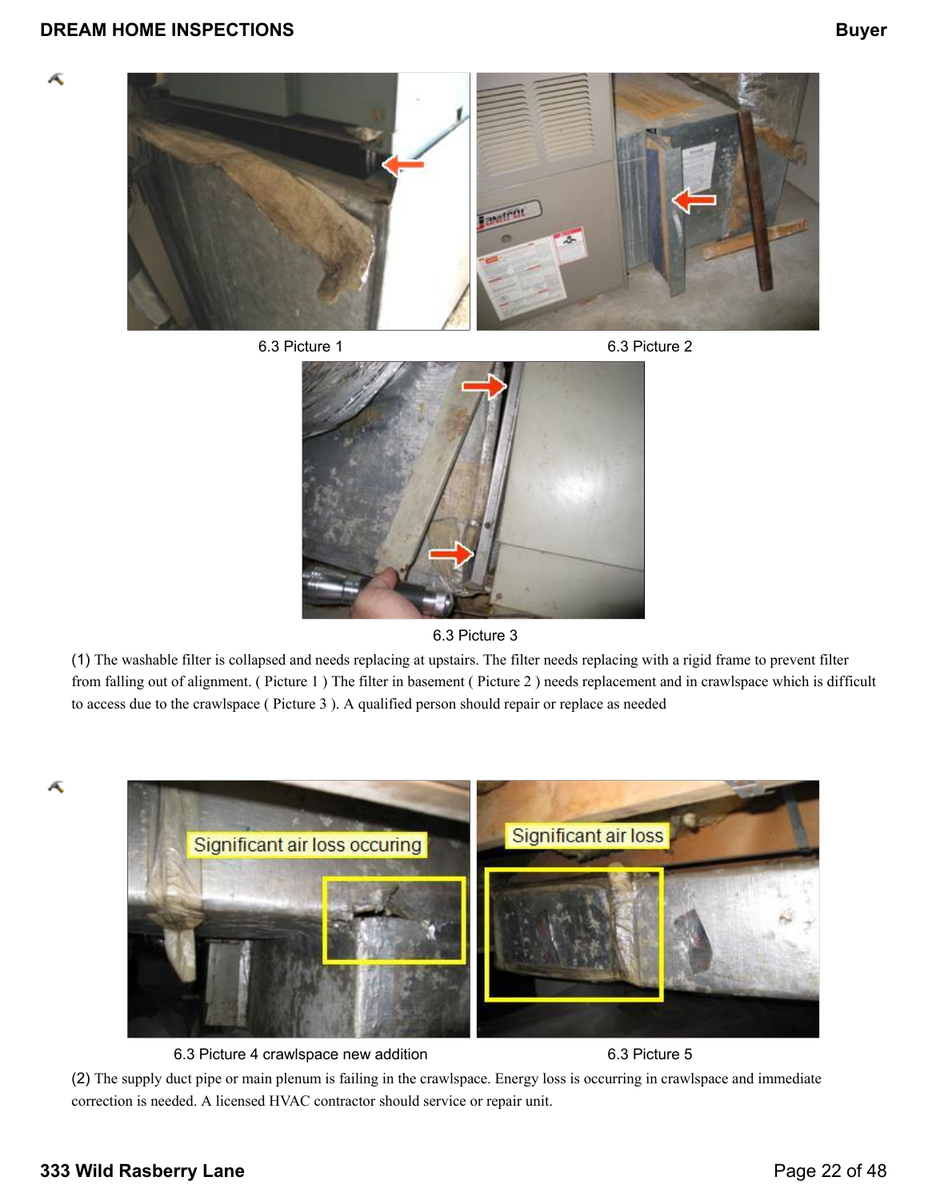6.3 Picture 1

6.3 Picture 2

6.3 Picture 3

(1) The washable filter is collapsed and needs replacing at upstairs. The filter needs replacing with a rigid frame to prevent filter from falling out of alignment. ( Picture 1 ) The filter in basement ( Picture 2 ) needs replacement and in crawlspace which is difficult to access due to the crawlspace ( Picture 3 ). A qualified person should repair or replace as needed

6.3 Picture 4 crawlspace new addition

6.3 Picture 5

(2) The supply duct pipe or main plenum is failing in the crawlspace. Energy loss is occurring in crawlspace and immediate correction is needed. A licensed HVAC contractor should service or repair unit.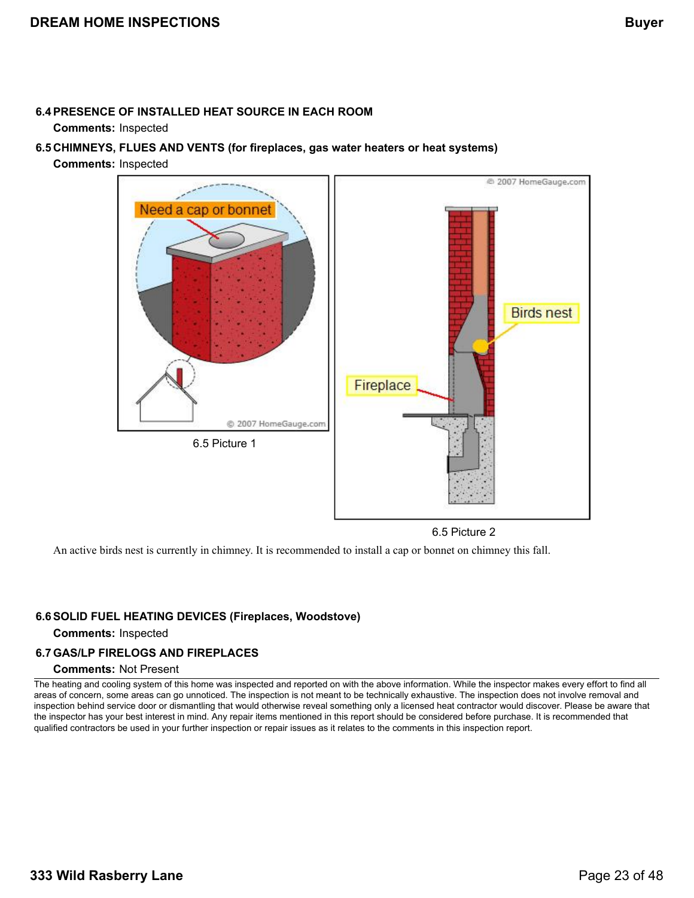### 6.4 PRESENCE OF INSTALLED HEAT SOURCE IN EACH ROOM

**Comments:** Inspected

### 6.5 CHIMNEYS, FLUES AND VENTS (for fireplaces, gas water heaters or heat systems)

**Comments:** Inspected

6.5 Picture 1

6.5 Picture 2

An active birds nest is currently in chimney. It is recommended to install a cap or bonnet on chimney this fall.

### 6.6 SOLID FUEL HEATING DEVICES (Fireplaces, Woodstove)

**Comments:** Inspected

### 6.7 GAS/LP FIRELOGS AND FIREPLACES

**Comments:** Not Present

---

The heating and cooling system of this home was inspected and reported on with the above information. While the inspector makes every effort to find all areas of concern, some areas can go unnoticed. The inspection is not meant to be technically exhaustive. The inspection does not involve removal and inspection behind service door or dismantling that would otherwise reveal something only a licensed heat contractor would discover. Please be aware that the inspector has your best interest in mind. Any repair items mentioned in this report should be considered before purchase. It is recommended that qualified contractors be used in your further inspection or repair issues as it relates to the comments in this inspection report.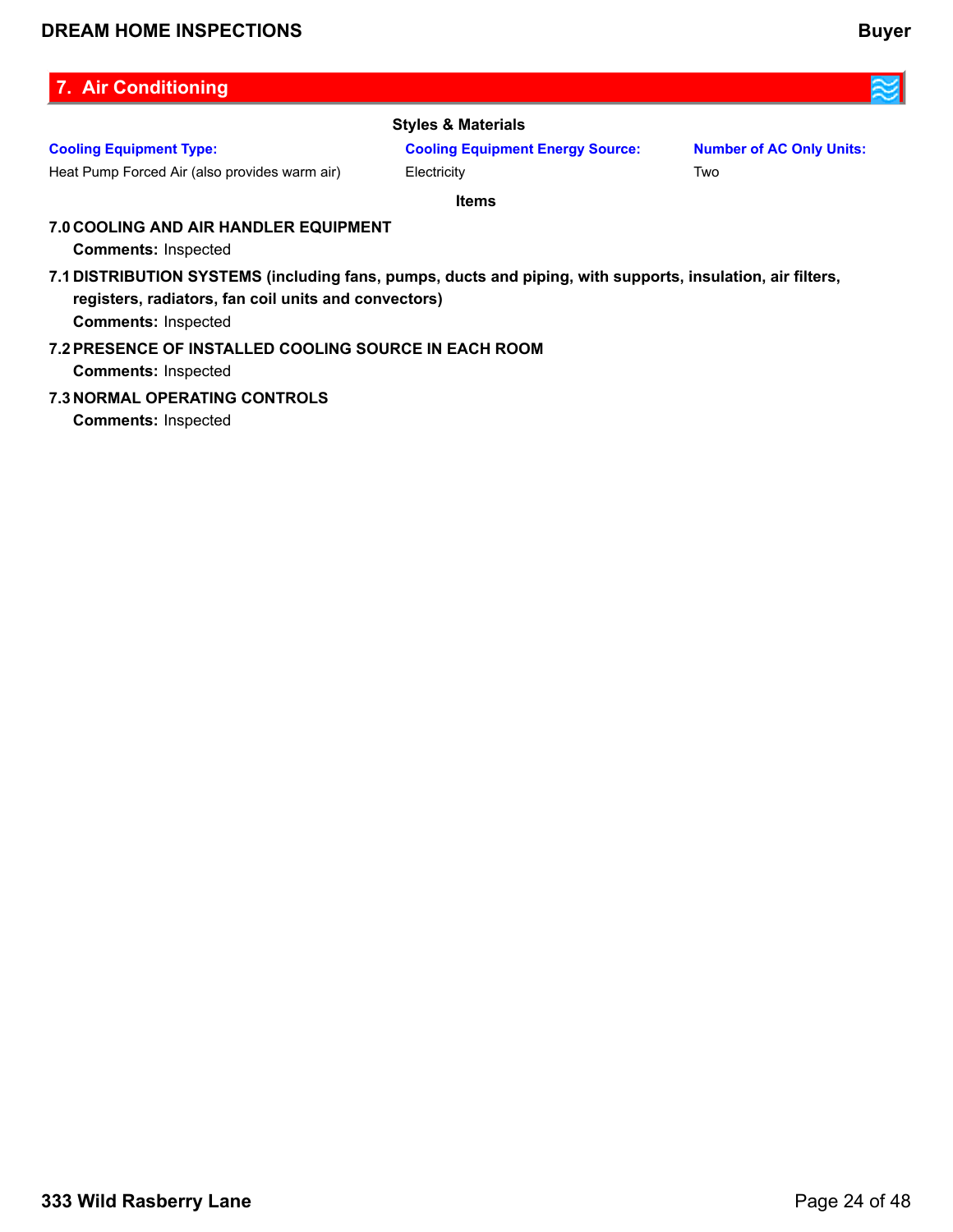## 7. Air Conditioning

**Styles & Materials**

| Cooling Equipment Type: | Cooling Equipment Energy Source: | Number of AC Only Units: |
| --- | --- | --- |
| Heat Pump Forced Air (also provides warm air) | Electricity | Two |

**Items**

**7.0 COOLING AND AIR HANDLER EQUIPMENT**

**Comments:** Inspected

**7.1 DISTRIBUTION SYSTEMS (including fans, pumps, ducts and piping, with supports, insulation, air filters, registers, radiators, fan coil units and convectors)**

**Comments:** Inspected

**7.2 PRESENCE OF INSTALLED COOLING SOURCE IN EACH ROOM**

**Comments:** Inspected

**7.3 NORMAL OPERATING CONTROLS**

**Comments:** Inspected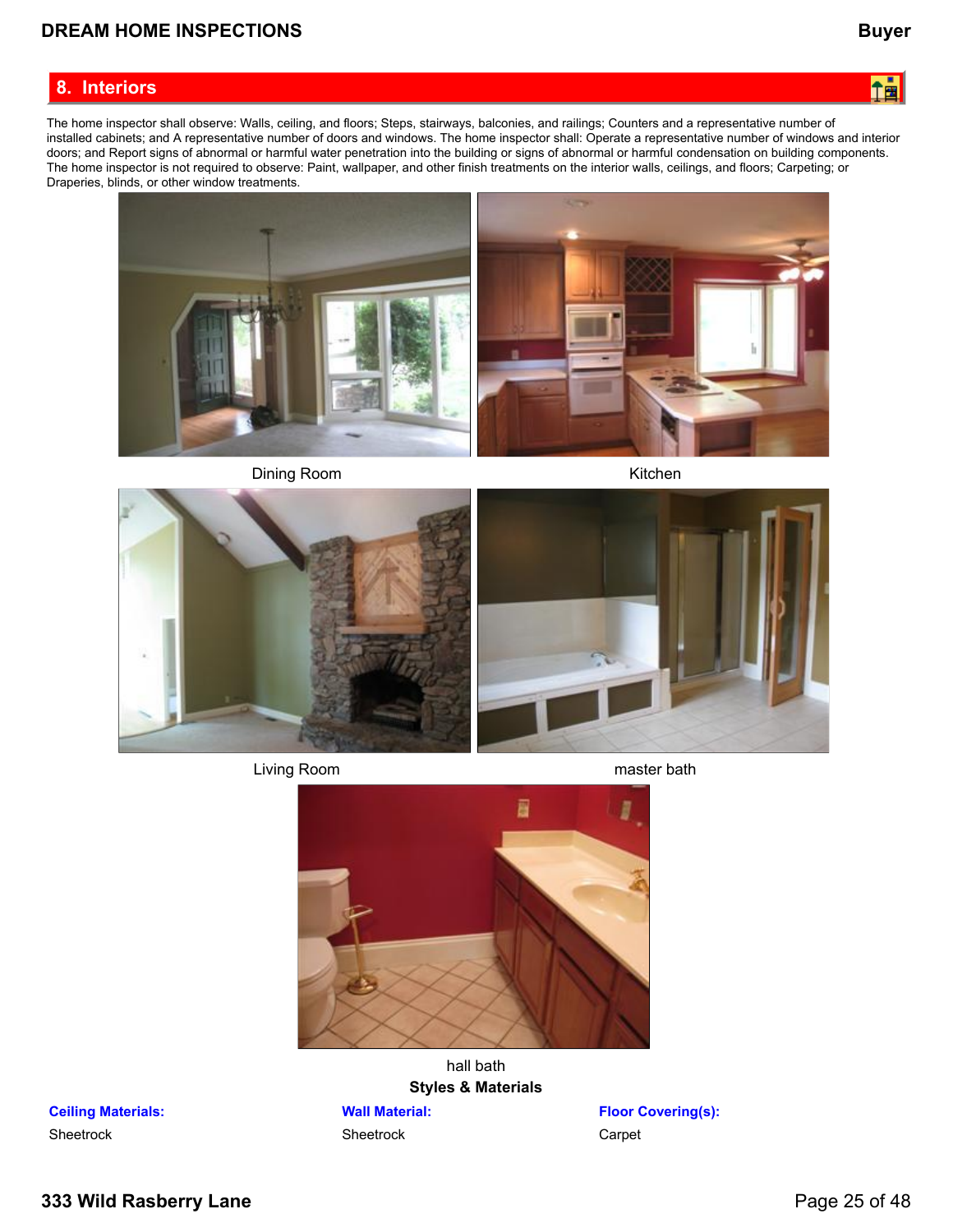## 8. Interiors

The home inspector shall observe: Walls, ceiling, and floors; Steps, stairways, balconies, and railings; Counters and a representative number of installed cabinets; and A representative number of doors and windows. The home inspector shall: Operate a representative number of windows and interior doors; and Report signs of abnormal or harmful water penetration into the building or signs of abnormal or harmful condensation on building components. The home inspector is not required to observe: Paint, wallpaper, and other finish treatments on the interior walls, ceilings, and floors; Carpeting; or Draperies, blinds, or other window treatments.

Dining Room

Kitchen

Living Room

master bath

hall bath

**Styles & Materials**

| Ceiling Materials: | Wall Material: | Floor Covering(s): |
|---|---|---|
| Sheetrock | Sheetrock | Carpet |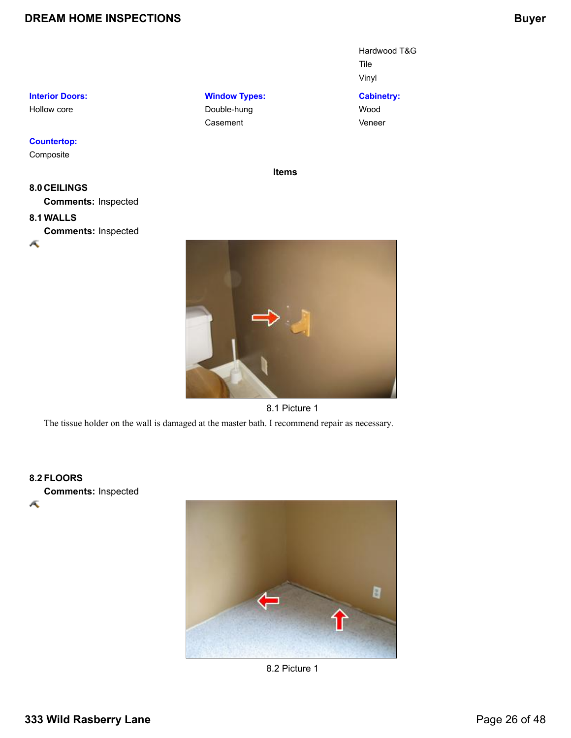Hardwood T&G
Tile
Vinyl

**Interior Doors:**
Hollow core

**Window Types:**
Double-hung
Casement

**Cabinetry:**
Wood
Veneer

**Countertop:**
Composite

## Items

### 8.0 CEILINGS

**Comments:** Inspected

### 8.1 WALLS

**Comments:** Inspected

8.1 Picture 1

The tissue holder on the wall is damaged at the master bath. I recommend repair as necessary.

### 8.2 FLOORS

**Comments:** Inspected

8.2 Picture 1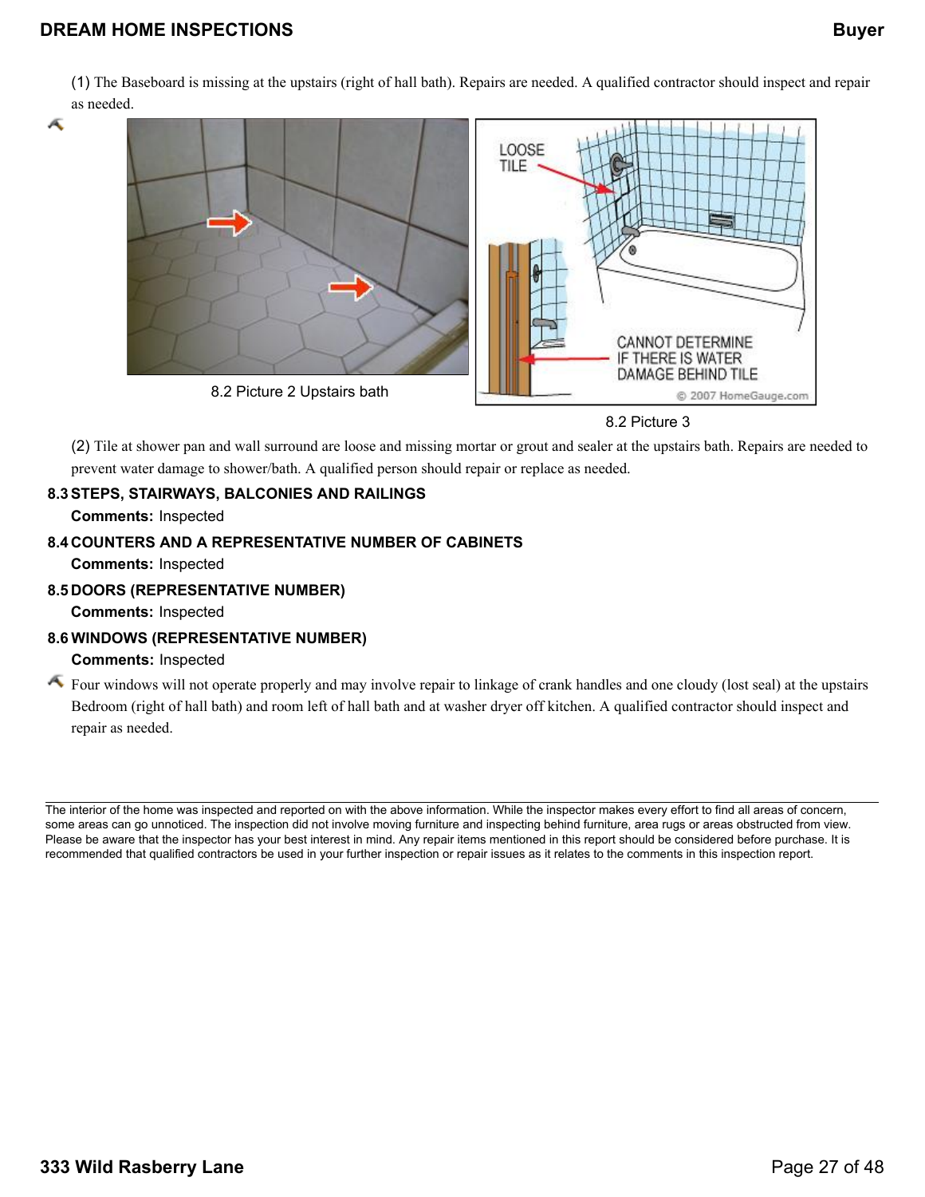(1) The Baseboard is missing at the upstairs (right of hall bath). Repairs are needed. A qualified contractor should inspect and repair as needed.

8.2 Picture 2 Upstairs bath

8.2 Picture 3

(2) Tile at shower pan and wall surround are loose and missing mortar or grout and sealer at the upstairs bath. Repairs are needed to prevent water damage to shower/bath. A qualified person should repair or replace as needed.

### 8.3 STEPS, STAIRWAYS, BALCONIES AND RAILINGS

**Comments:** Inspected

### 8.4 COUNTERS AND A REPRESENTATIVE NUMBER OF CABINETS

**Comments:** Inspected

### 8.5 DOORS (REPRESENTATIVE NUMBER)

**Comments:** Inspected

### 8.6 WINDOWS (REPRESENTATIVE NUMBER)

**Comments:** Inspected

Four windows will not operate properly and may involve repair to linkage of crank handles and one cloudy (lost seal) at the upstairs Bedroom (right of hall bath) and room left of hall bath and at washer dryer off kitchen. A qualified contractor should inspect and repair as needed.

---

The interior of the home was inspected and reported on with the above information. While the inspector makes every effort to find all areas of concern, some areas can go unnoticed. The inspection did not involve moving furniture and inspecting behind furniture, area rugs or areas obstructed from view. Please be aware that the inspector has your best interest in mind. Any repair items mentioned in this report should be considered before purchase. It is recommended that qualified contractors be used in your further inspection or repair issues as it relates to the comments in this inspection report.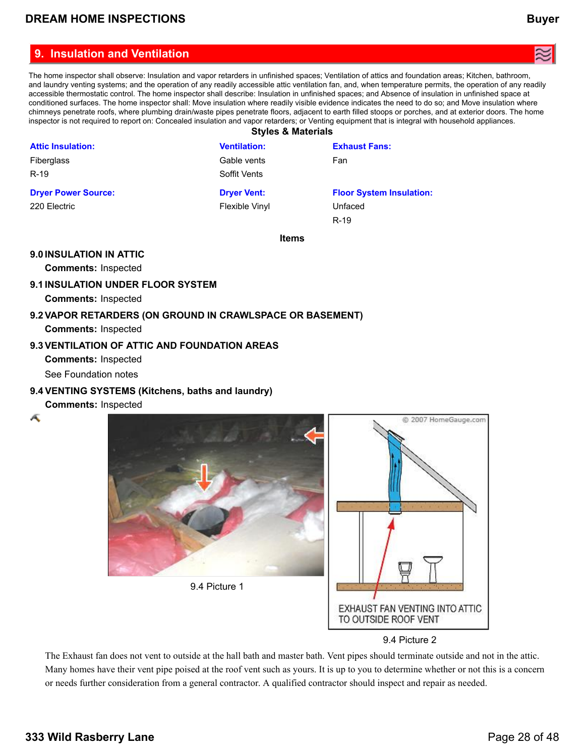## 9. Insulation and Ventilation

The home inspector shall observe: Insulation and vapor retarders in unfinished spaces; Ventilation of attics and foundation areas; Kitchen, bathroom, and laundry venting systems; and the operation of any readily accessible attic ventilation fan, and, when temperature permits, the operation of any readily accessible thermostatic control. The home inspector shall describe: Insulation in unfinished spaces; and Absence of insulation in unfinished space at conditioned surfaces. The home inspector shall: Move insulation where readily visible evidence indicates the need to do so; and Move insulation where chimneys penetrate roofs, where plumbing drain/waste pipes penetrate floors, adjacent to earth filled stoops or porches, and at exterior doors. The home inspector is not required to report on: Concealed insulation and vapor retarders; or Venting equipment that is integral with household appliances.

### Styles & Materials

**Attic Insulation:**
Fiberglass
R-19

**Ventilation:**
Gable vents
Soffit Vents

**Exhaust Fans:**
Fan

**Dryer Power Source:**
220 Electric

**Dryer Vent:**
Flexible Vinyl

**Floor System Insulation:**
Unfaced
R-19

### Items

**9.0 INSULATION IN ATTIC**

**Comments:** Inspected

**9.1 INSULATION UNDER FLOOR SYSTEM**

**Comments:** Inspected

**9.2 VAPOR RETARDERS (ON GROUND IN CRAWLSPACE OR BASEMENT)**

**Comments:** Inspected

**9.3 VENTILATION OF ATTIC AND FOUNDATION AREAS**

**Comments:** Inspected

See Foundation notes

**9.4 VENTING SYSTEMS (Kitchens, baths and laundry)**

**Comments:** Inspected

9.4 Picture 1

9.4 Picture 2

The Exhaust fan does not vent to outside at the hall bath and master bath. Vent pipes should terminate outside and not in the attic. Many homes have their vent pipe poised at the roof vent such as yours. It is up to you to determine whether or not this is a concern or needs further consideration from a general contractor. A qualified contractor should inspect and repair as needed.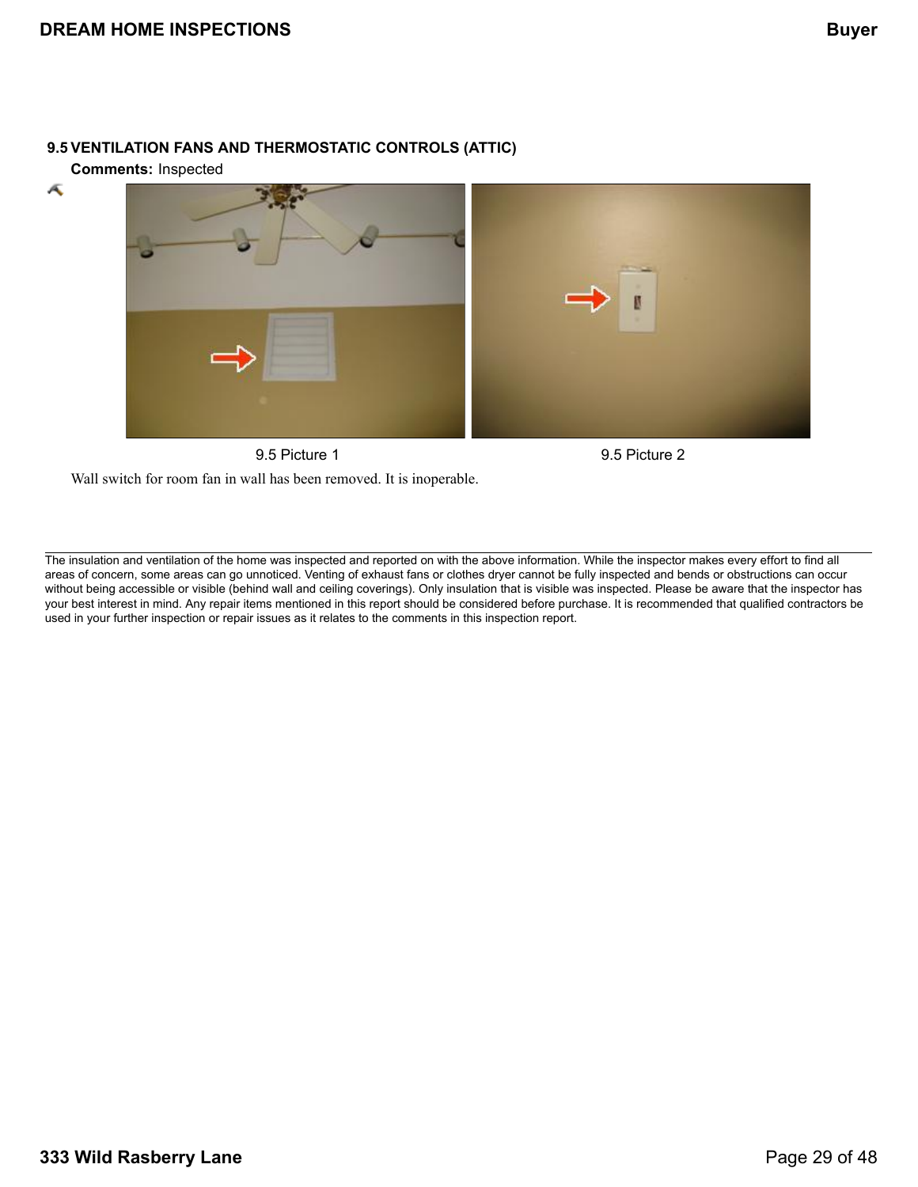### 9.5 VENTILATION FANS AND THERMOSTATIC CONTROLS (ATTIC)

**Comments:** Inspected

9.5 Picture 1

9.5 Picture 2

Wall switch for room fan in wall has been removed. It is inoperable.

---

The insulation and ventilation of the home was inspected and reported on with the above information. While the inspector makes every effort to find all areas of concern, some areas can go unnoticed. Venting of exhaust fans or clothes dryer cannot be fully inspected and bends or obstructions can occur without being accessible or visible (behind wall and ceiling coverings). Only insulation that is visible was inspected. Please be aware that the inspector has your best interest in mind. Any repair items mentioned in this report should be considered before purchase. It is recommended that qualified contractors be used in your further inspection or repair issues as it relates to the comments in this inspection report.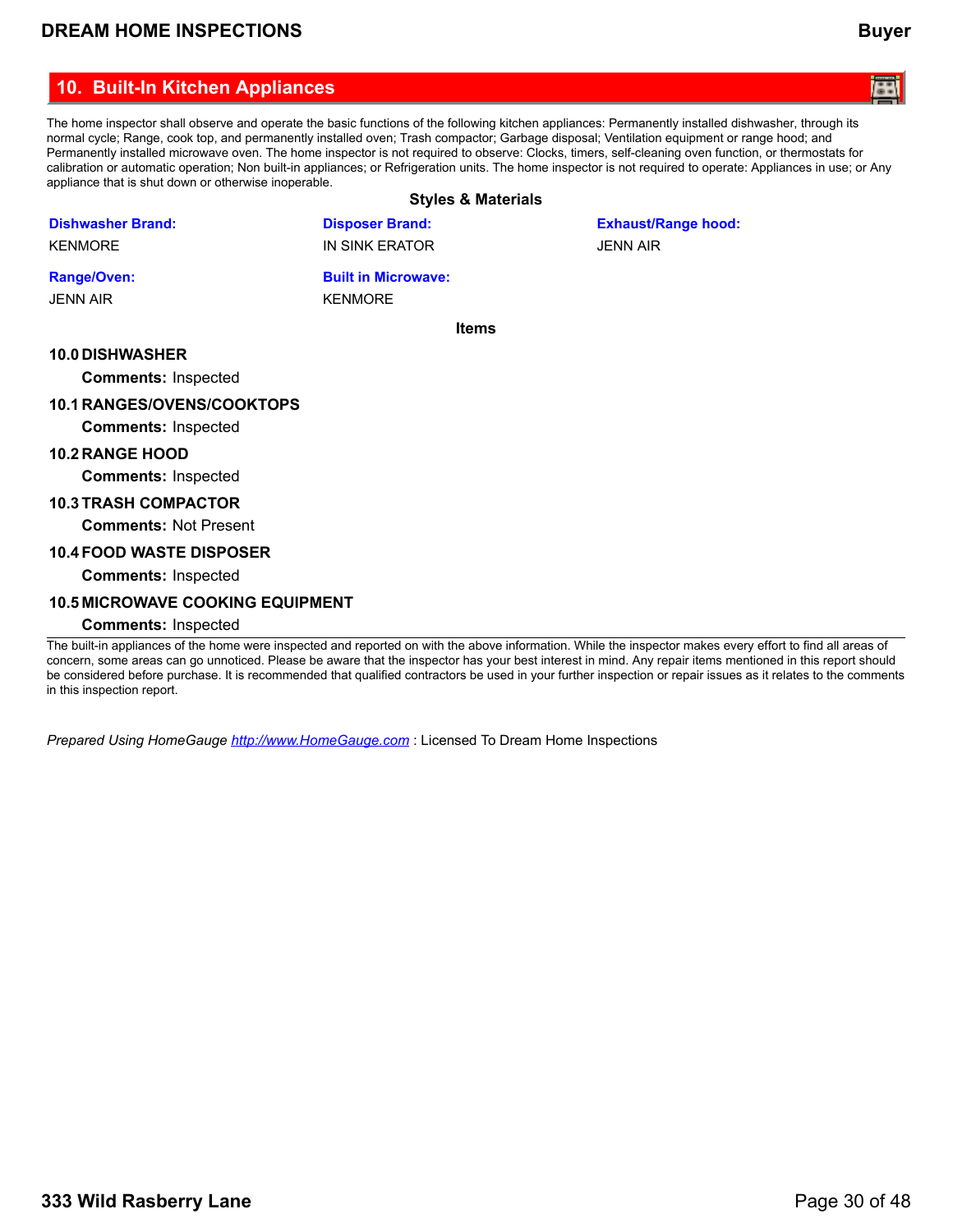## 10. Built-In Kitchen Appliances

The home inspector shall observe and operate the basic functions of the following kitchen appliances: Permanently installed dishwasher, through its normal cycle; Range, cook top, and permanently installed oven; Trash compactor; Garbage disposal; Ventilation equipment or range hood; and Permanently installed microwave oven. The home inspector is not required to observe: Clocks, timers, self-cleaning oven function, or thermostats for calibration or automatic operation; Non built-in appliances; or Refrigeration units. The home inspector is not required to operate: Appliances in use; or Any appliance that is shut down or otherwise inoperable.

### Styles & Materials

**Dishwasher Brand:**
KENMORE

**Disposer Brand:**
IN SINK ERATOR

**Exhaust/Range hood:**
JENN AIR

**Range/Oven:**
JENN AIR

**Built in Microwave:**
KENMORE

### Items

**10.0 DISHWASHER**

**Comments:** Inspected

**10.1 RANGES/OVENS/COOKTOPS**

**Comments:** Inspected

**10.2 RANGE HOOD**

**Comments:** Inspected

**10.3 TRASH COMPACTOR**

**Comments:** Not Present

**10.4 FOOD WASTE DISPOSER**

**Comments:** Inspected

**10.5 MICROWAVE COOKING EQUIPMENT**

**Comments:** Inspected

The built-in appliances of the home were inspected and reported on with the above information. While the inspector makes every effort to find all areas of concern, some areas can go unnoticed. Please be aware that the inspector has your best interest in mind. Any repair items mentioned in this report should be considered before purchase. It is recommended that qualified contractors be used in your further inspection or repair issues as it relates to the comments in this inspection report.

*Prepared Using HomeGauge* [http://www.HomeGauge.com](http://www.HomeGauge.com) : Licensed To Dream Home Inspections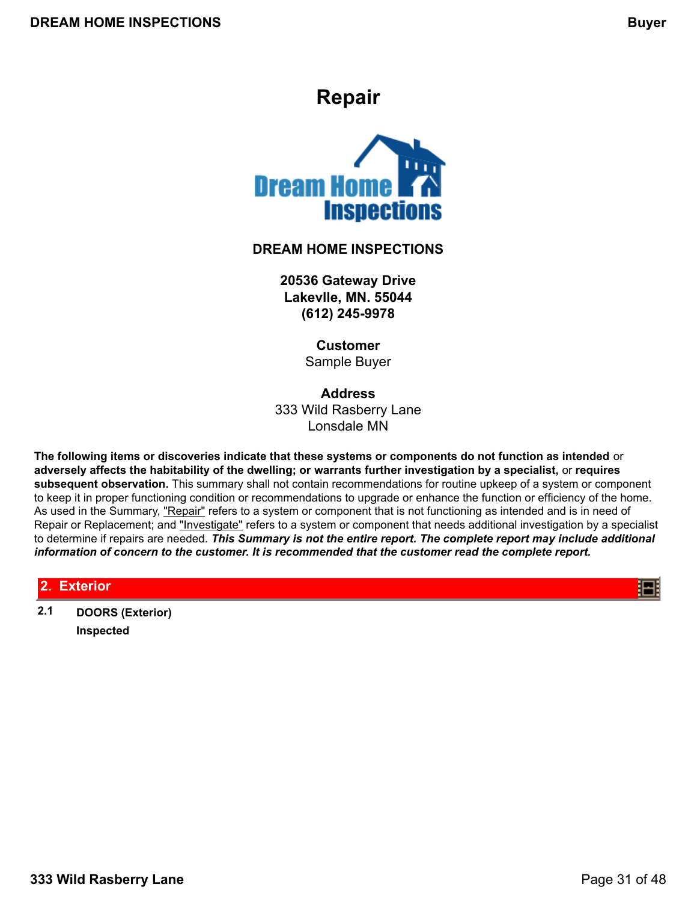# Repair

**DREAM HOME INSPECTIONS**

**20536 Gateway Drive**
**Lakevlle, MN. 55044**
**(612) 245-9978**

**Customer**
Sample Buyer

**Address**
333 Wild Rasberry Lane
Lonsdale MN

**The following items or discoveries indicate that these systems or components do not function as intended** or **adversely affects the habitability of the dwelling; or warrants further investigation by a specialist,** or **requires subsequent observation.** This summary shall not contain recommendations for routine upkeep of a system or component to keep it in proper functioning condition or recommendations to upgrade or enhance the function or efficiency of the home. As used in the Summary, "Repair" refers to a system or component that is not functioning as intended and is in need of Repair or Replacement; and "Investigate" refers to a system or component that needs additional investigation by a specialist to determine if repairs are needed. ***This Summary is not the entire report. The complete report may include additional information of concern to the customer. It is recommended that the customer read the complete report.***

## 2. Exterior

**2.1 DOORS (Exterior)**

**Inspected**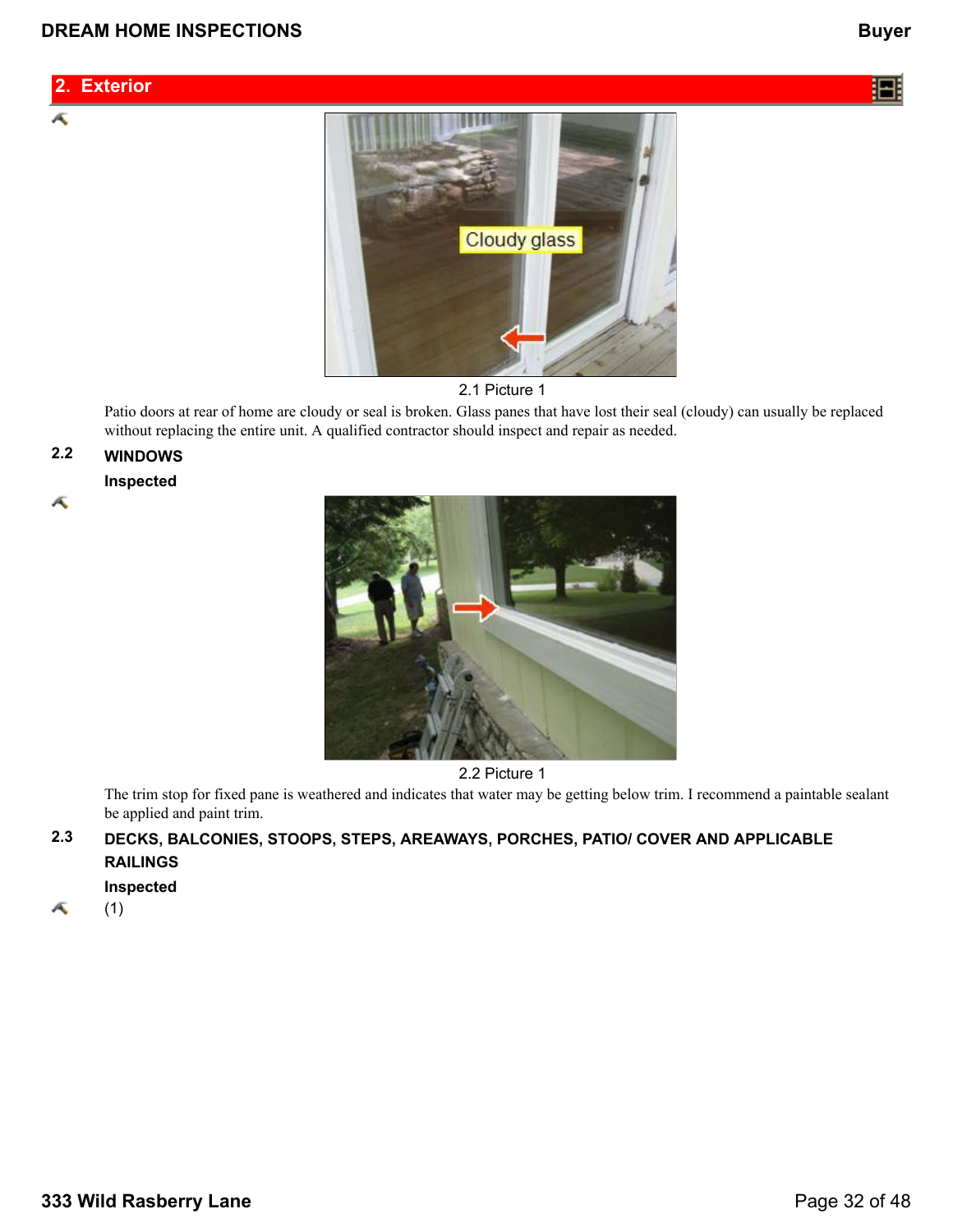## 2. Exterior

2.1 Picture 1

Patio doors at rear of home are cloudy or seal is broken. Glass panes that have lost their seal (cloudy) can usually be replaced without replacing the entire unit. A qualified contractor should inspect and repair as needed.

### 2.2 WINDOWS

**Inspected**

2.2 Picture 1

The trim stop for fixed pane is weathered and indicates that water may be getting below trim. I recommend a paintable sealant be applied and paint trim.

### 2.3 DECKS, BALCONIES, STOOPS, STEPS, AREAWAYS, PORCHES, PATIO/ COVER AND APPLICABLE RAILINGS

**Inspected**

(1)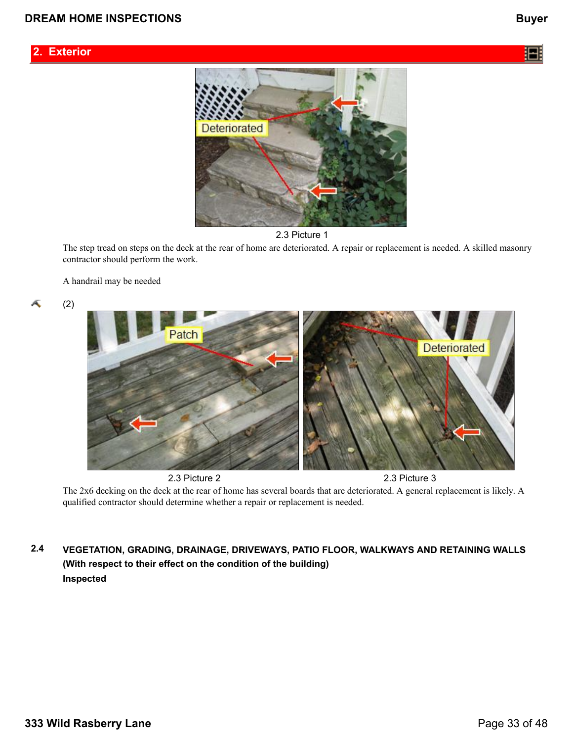## 2. Exterior

2.3 Picture 1

The step tread on steps on the deck at the rear of home are deteriorated. A repair or replacement is needed. A skilled masonry contractor should perform the work.

A handrail may be needed

(2)

2.3 Picture 2

2.3 Picture 3

The 2x6 decking on the deck at the rear of home has several boards that are deteriorated. A general replacement is likely. A qualified contractor should determine whether a repair or replacement is needed.

**2.4 VEGETATION, GRADING, DRAINAGE, DRIVEWAYS, PATIO FLOOR, WALKWAYS AND RETAINING WALLS (With respect to their effect on the condition of the building)**

**Inspected**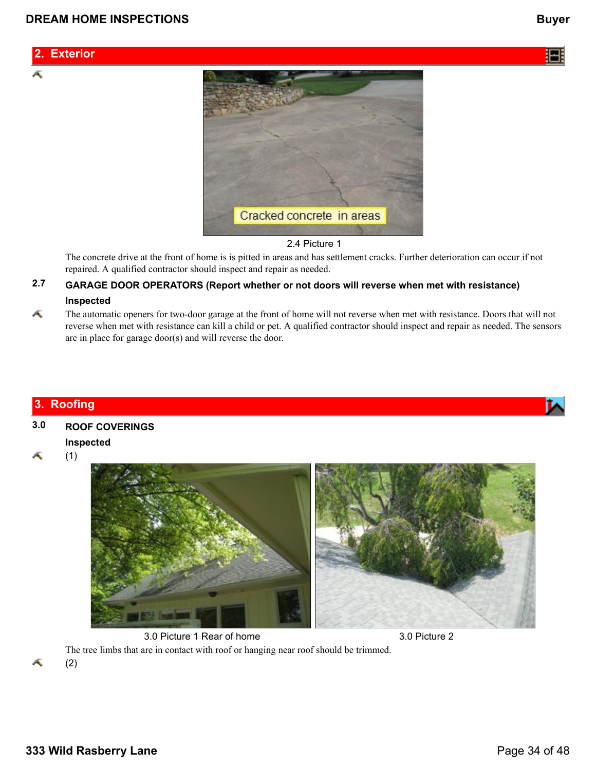## 2. Exterior

2.4 Picture 1

The concrete drive at the front of home is is pitted in areas and has settlement cracks. Further deterioration can occur if not repaired. A qualified contractor should inspect and repair as needed.

**2.7 GARAGE DOOR OPERATORS (Report whether or not doors will reverse when met with resistance)**

**Inspected**

The automatic openers for two-door garage at the front of home will not reverse when met with resistance. Doors that will not reverse when met with resistance can kill a child or pet. A qualified contractor should inspect and repair as needed. The sensors are in place for garage door(s) and will reverse the door.

## 3. Roofing

**3.0 ROOF COVERINGS**

**Inspected**

(1)

3.0 Picture 1 Rear of home

3.0 Picture 2

The tree limbs that are in contact with roof or hanging near roof should be trimmed.

(2)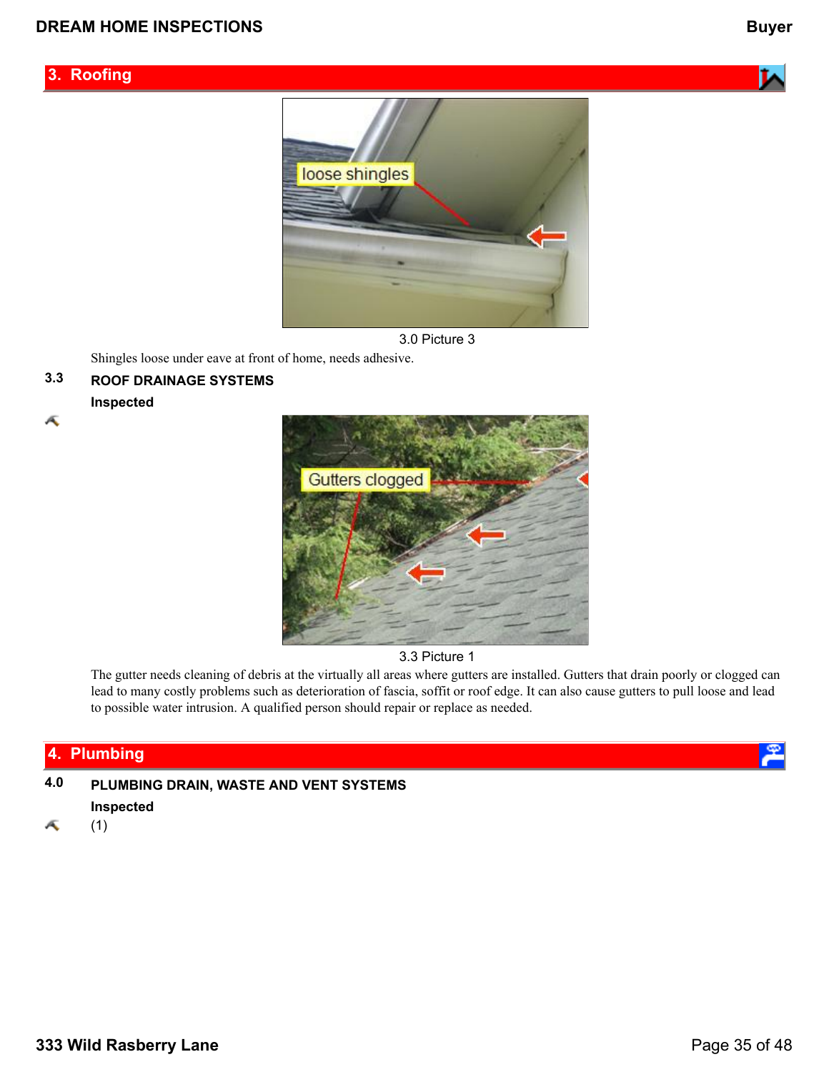## 3. Roofing

3.0 Picture 3

Shingles loose under eave at front of home, needs adhesive.

### 3.3 ROOF DRAINAGE SYSTEMS

**Inspected**

3.3 Picture 1

The gutter needs cleaning of debris at the virtually all areas where gutters are installed. Gutters that drain poorly or clogged can lead to many costly problems such as deterioration of fascia, soffit or roof edge. It can also cause gutters to pull loose and lead to possible water intrusion. A qualified person should repair or replace as needed.

## 4. Plumbing

### 4.0 PLUMBING DRAIN, WASTE AND VENT SYSTEMS

**Inspected**

(1)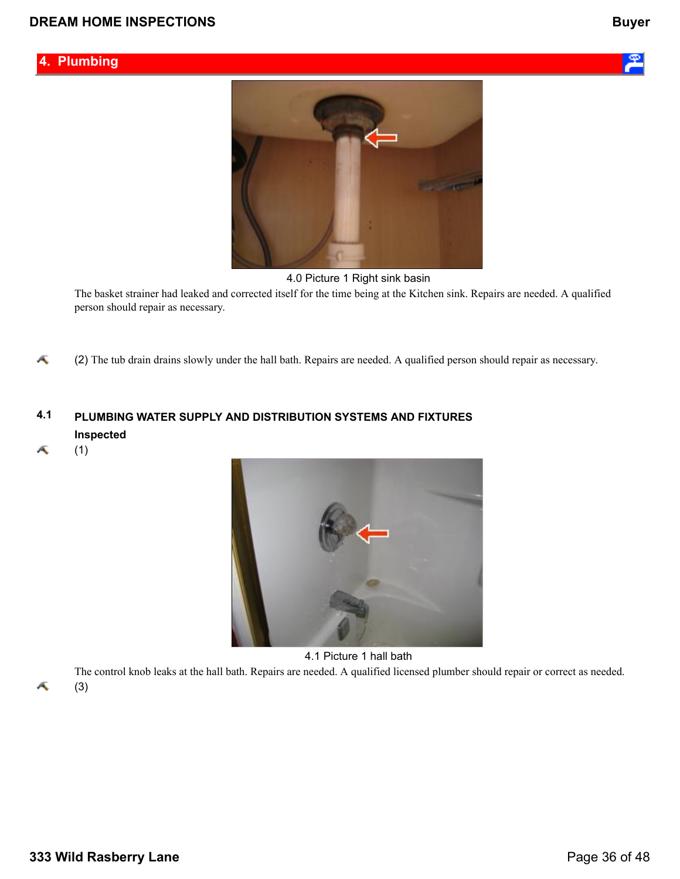## 4. Plumbing

4.0 Picture 1 Right sink basin

The basket strainer had leaked and corrected itself for the time being at the Kitchen sink. Repairs are needed. A qualified person should repair as necessary.

(2) The tub drain drains slowly under the hall bath. Repairs are needed. A qualified person should repair as necessary.

### 4.1 PLUMBING WATER SUPPLY AND DISTRIBUTION SYSTEMS AND FIXTURES

**Inspected**

(1)

4.1 Picture 1 hall bath

The control knob leaks at the hall bath. Repairs are needed. A qualified licensed plumber should repair or correct as needed.

(3)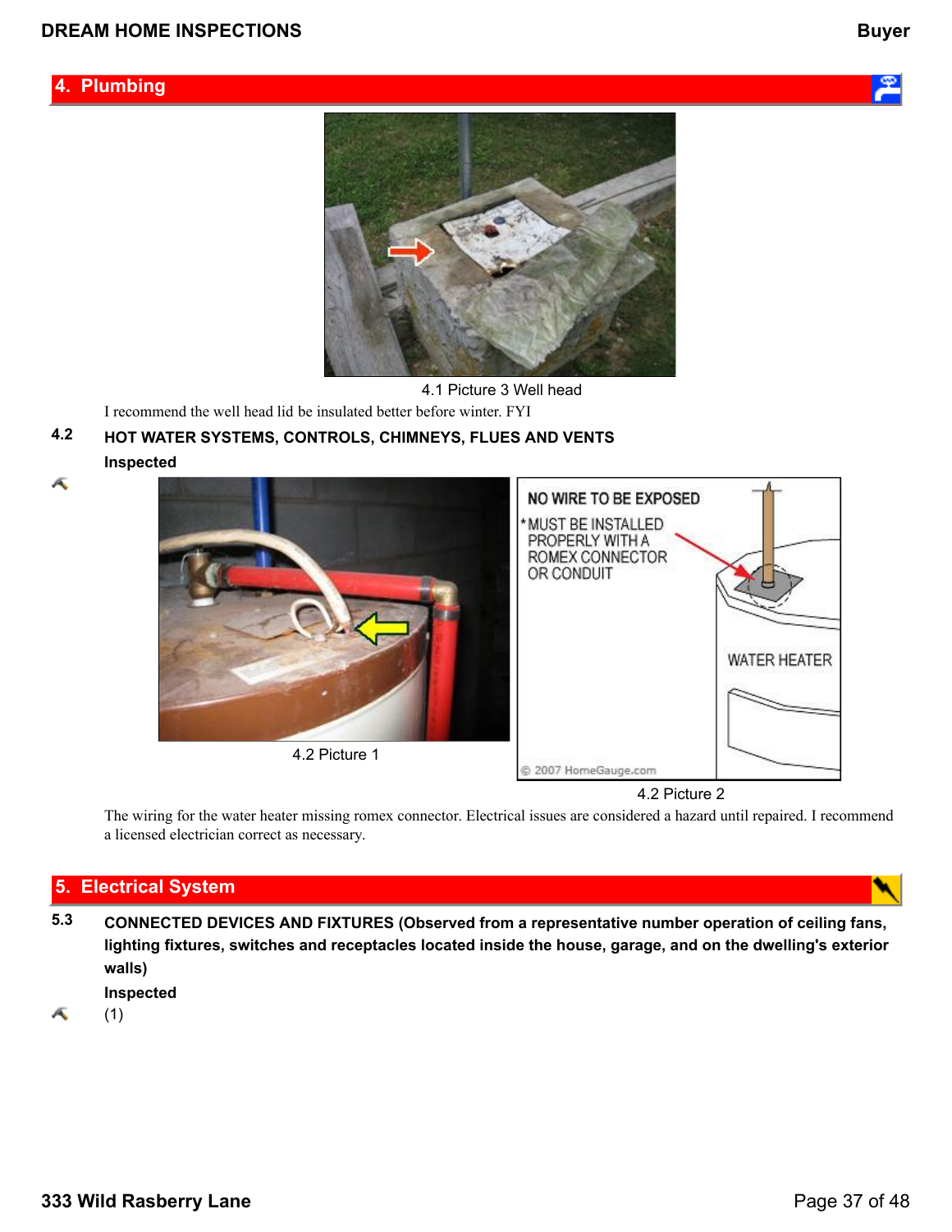## 4. Plumbing

4.1 Picture 3 Well head

I recommend the well head lid be insulated better before winter. FYI

**4.2 HOT WATER SYSTEMS, CONTROLS, CHIMNEYS, FLUES AND VENTS**

**Inspected**

4.2 Picture 1

4.2 Picture 2

The wiring for the water heater missing romex connector. Electrical issues are considered a hazard until repaired. I recommend a licensed electrician correct as necessary.

## 5. Electrical System

**5.3 CONNECTED DEVICES AND FIXTURES (Observed from a representative number operation of ceiling fans, lighting fixtures, switches and receptacles located inside the house, garage, and on the dwelling's exterior walls)**

**Inspected**

(1)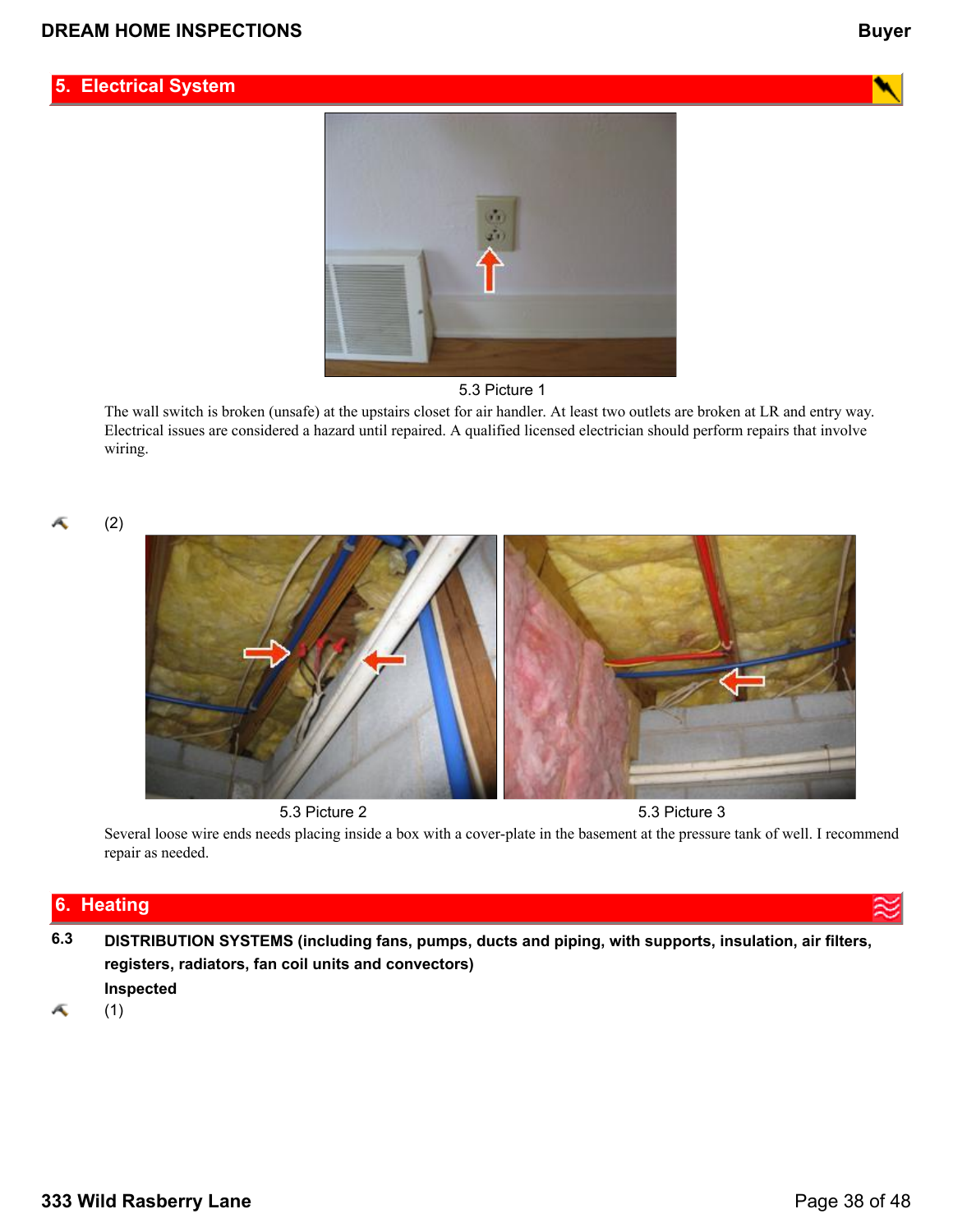## 5. Electrical System

5.3 Picture 1

The wall switch is broken (unsafe) at the upstairs closet for air handler. At least two outlets are broken at LR and entry way. Electrical issues are considered a hazard until repaired. A qualified licensed electrician should perform repairs that involve wiring.

(2)

5.3 Picture 2

5.3 Picture 3

Several loose wire ends needs placing inside a box with a cover-plate in the basement at the pressure tank of well. I recommend repair as needed.

## 6. Heating

**6.3 DISTRIBUTION SYSTEMS (including fans, pumps, ducts and piping, with supports, insulation, air filters, registers, radiators, fan coil units and convectors)**

**Inspected**

(1)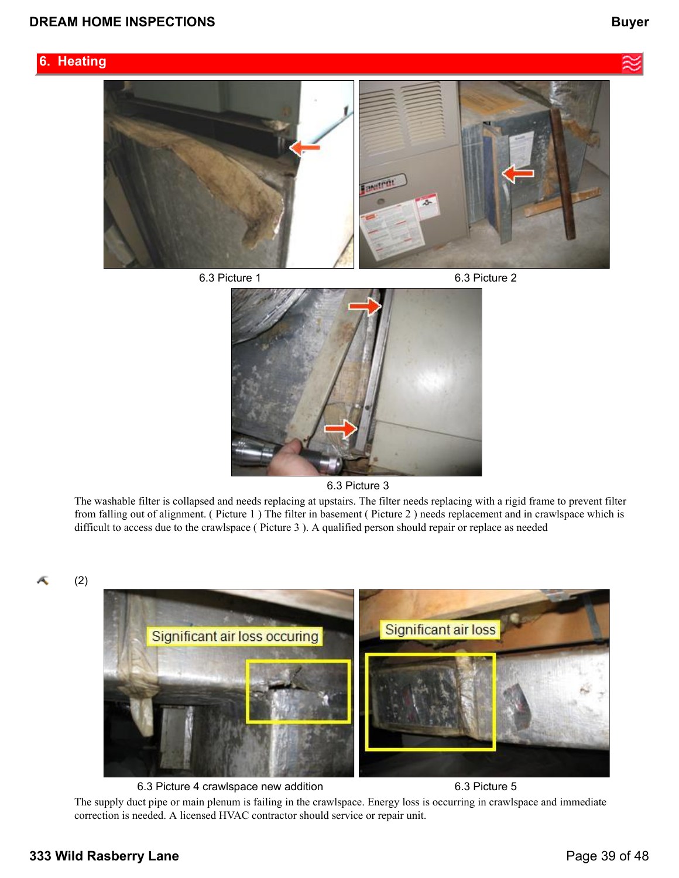## 6. Heating

6.3 Picture 1

6.3 Picture 2

6.3 Picture 3

The washable filter is collapsed and needs replacing at upstairs. The filter needs replacing with a rigid frame to prevent filter from falling out of alignment. ( Picture 1 ) The filter in basement ( Picture 2 ) needs replacement and in crawlspace which is difficult to access due to the crawlspace ( Picture 3 ). A qualified person should repair or replace as needed

(2)

6.3 Picture 4 crawlspace new addition

6.3 Picture 5

The supply duct pipe or main plenum is failing in the crawlspace. Energy loss is occurring in crawlspace and immediate correction is needed. A licensed HVAC contractor should service or repair unit.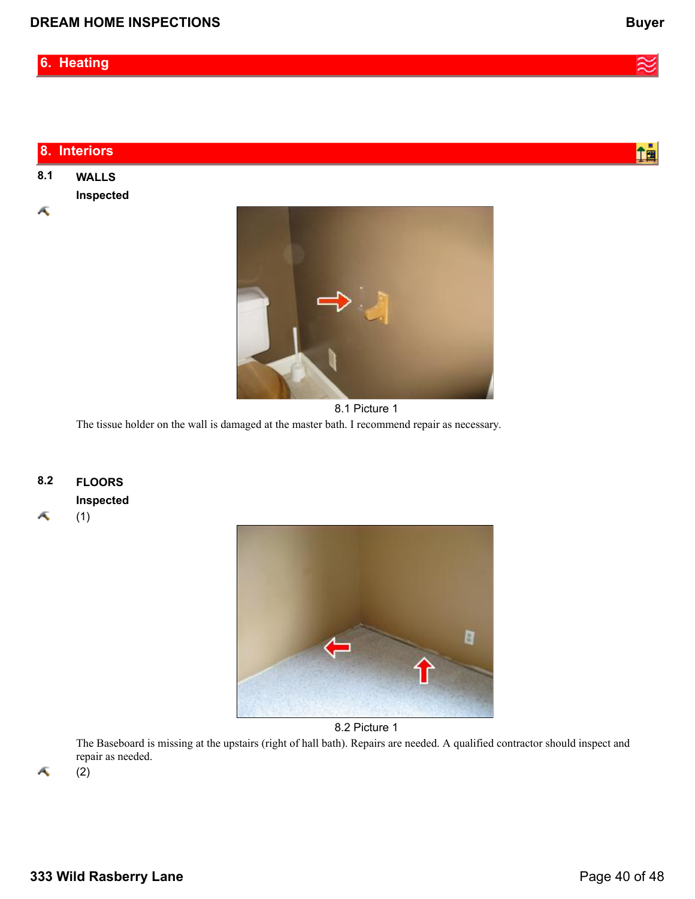## 6. Heating

## 8. Interiors

### 8.1 WALLS

**Inspected**

8.1 Picture 1

The tissue holder on the wall is damaged at the master bath. I recommend repair as necessary.

### 8.2 FLOORS

**Inspected**

(1)

8.2 Picture 1

The Baseboard is missing at the upstairs (right of hall bath). Repairs are needed. A qualified contractor should inspect and repair as needed.

(2)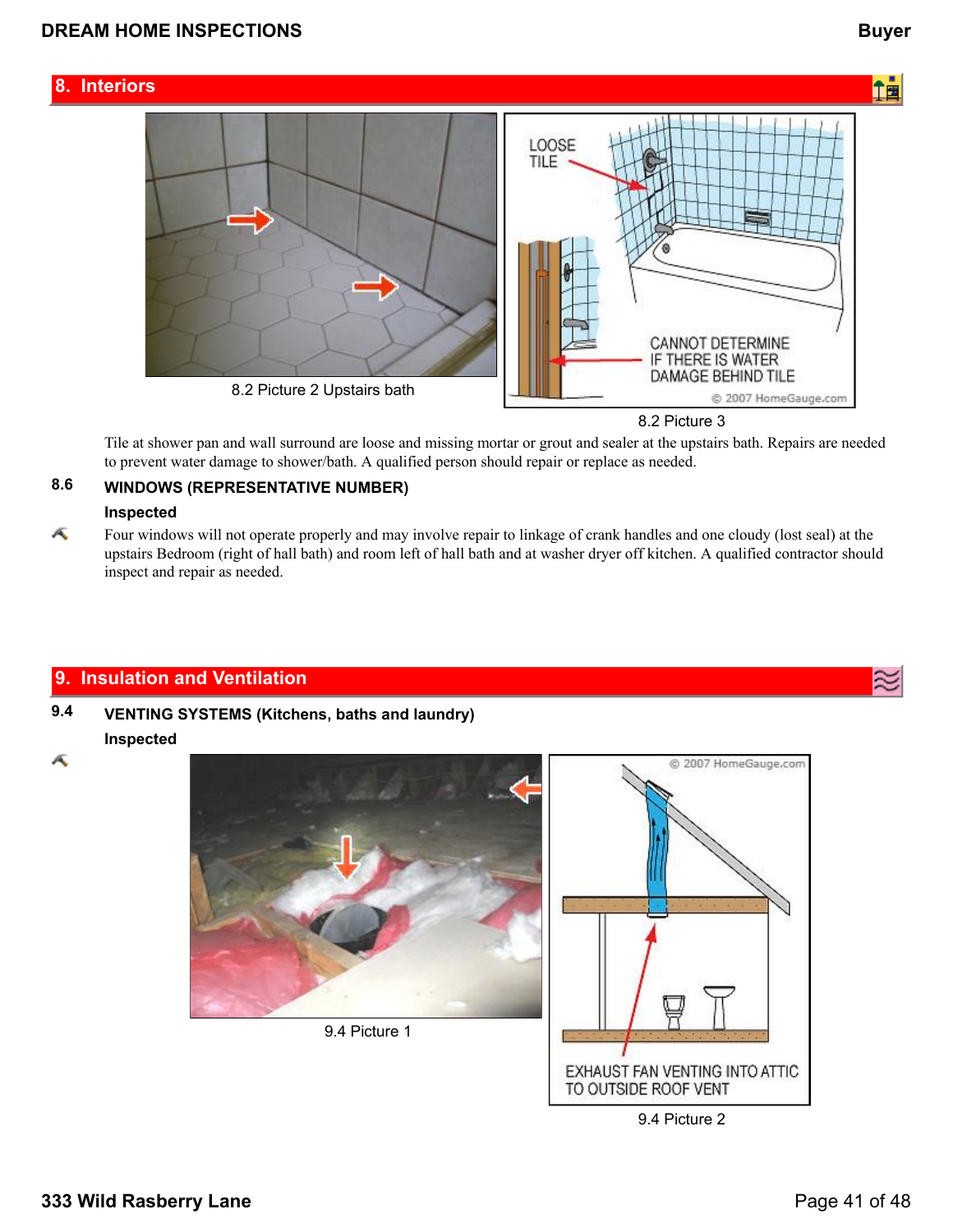## 8. Interiors

8.2 Picture 2 Upstairs bath

8.2 Picture 3

Tile at shower pan and wall surround are loose and missing mortar or grout and sealer at the upstairs bath. Repairs are needed to prevent water damage to shower/bath. A qualified person should repair or replace as needed.

### 8.6 WINDOWS (REPRESENTATIVE NUMBER)

**Inspected**

Four windows will not operate properly and may involve repair to linkage of crank handles and one cloudy (lost seal) at the upstairs Bedroom (right of hall bath) and room left of hall bath and at washer dryer off kitchen. A qualified contractor should inspect and repair as needed.

## 9. Insulation and Ventilation

### 9.4 VENTING SYSTEMS (Kitchens, baths and laundry)

**Inspected**

9.4 Picture 1

9.4 Picture 2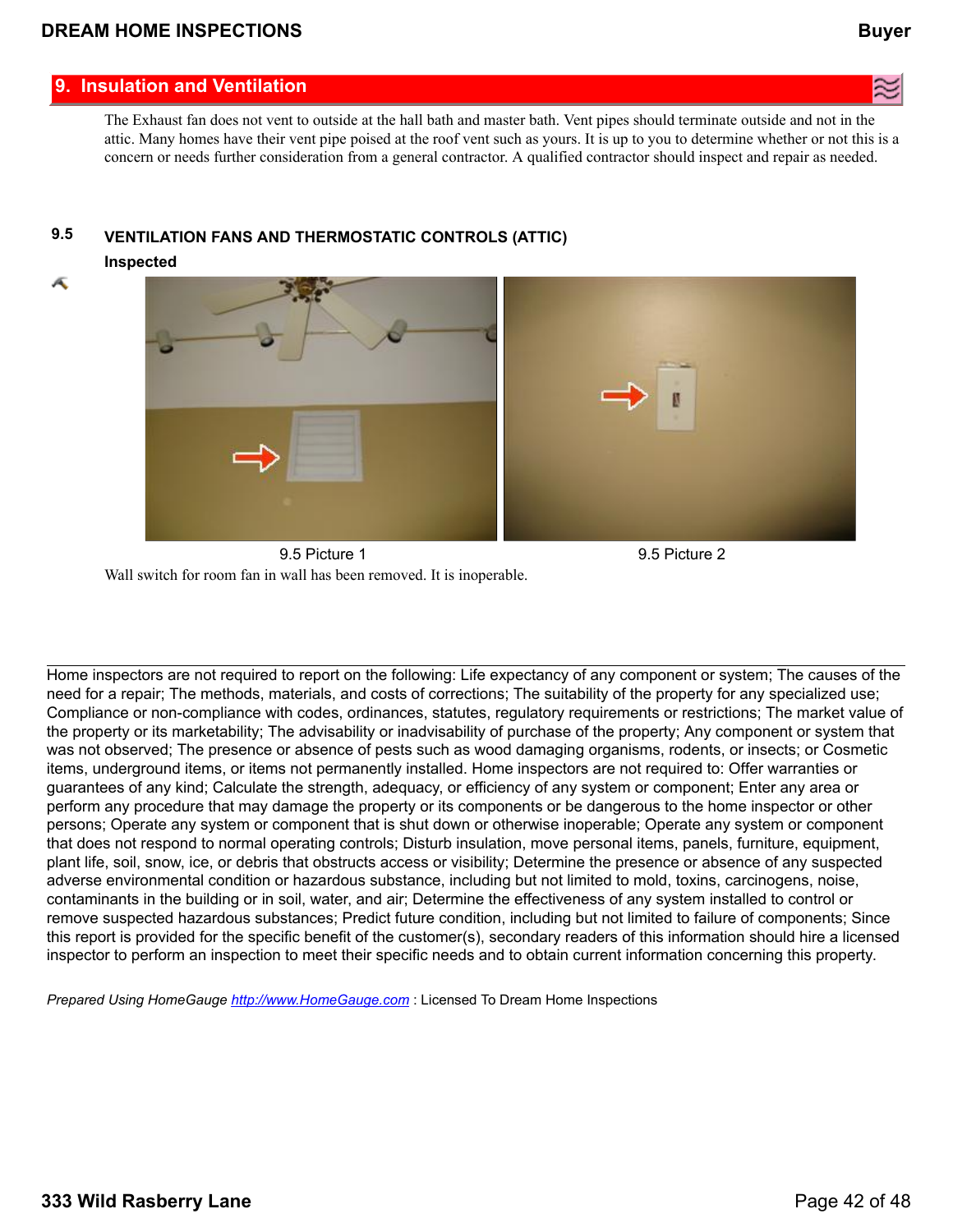## 9. Insulation and Ventilation

The Exhaust fan does not vent to outside at the hall bath and master bath. Vent pipes should terminate outside and not in the attic. Many homes have their vent pipe poised at the roof vent such as yours. It is up to you to determine whether or not this is a concern or needs further consideration from a general contractor. A qualified contractor should inspect and repair as needed.

### 9.5 VENTILATION FANS AND THERMOSTATIC CONTROLS (ATTIC)

**Inspected**

9.5 Picture 1

9.5 Picture 2

Wall switch for room fan in wall has been removed. It is inoperable.

---

Home inspectors are not required to report on the following: Life expectancy of any component or system; The causes of the need for a repair; The methods, materials, and costs of corrections; The suitability of the property for any specialized use; Compliance or non-compliance with codes, ordinances, statutes, regulatory requirements or restrictions; The market value of the property or its marketability; The advisability or inadvisability of purchase of the property; Any component or system that was not observed; The presence or absence of pests such as wood damaging organisms, rodents, or insects; or Cosmetic items, underground items, or items not permanently installed. Home inspectors are not required to: Offer warranties or guarantees of any kind; Calculate the strength, adequacy, or efficiency of any system or component; Enter any area or perform any procedure that may damage the property or its components or be dangerous to the home inspector or other persons; Operate any system or component that is shut down or otherwise inoperable; Operate any system or component that does not respond to normal operating controls; Disturb insulation, move personal items, panels, furniture, equipment, plant life, soil, snow, ice, or debris that obstructs access or visibility; Determine the presence or absence of any suspected adverse environmental condition or hazardous substance, including but not limited to mold, toxins, carcinogens, noise, contaminants in the building or in soil, water, and air; Determine the effectiveness of any system installed to control or remove suspected hazardous substances; Predict future condition, including but not limited to failure of components; Since this report is provided for the specific benefit of the customer(s), secondary readers of this information should hire a licensed inspector to perform an inspection to meet their specific needs and to obtain current information concerning this property.

*Prepared Using HomeGauge* [http://www.HomeGauge.com](http://www.HomeGauge.com) : Licensed To Dream Home Inspections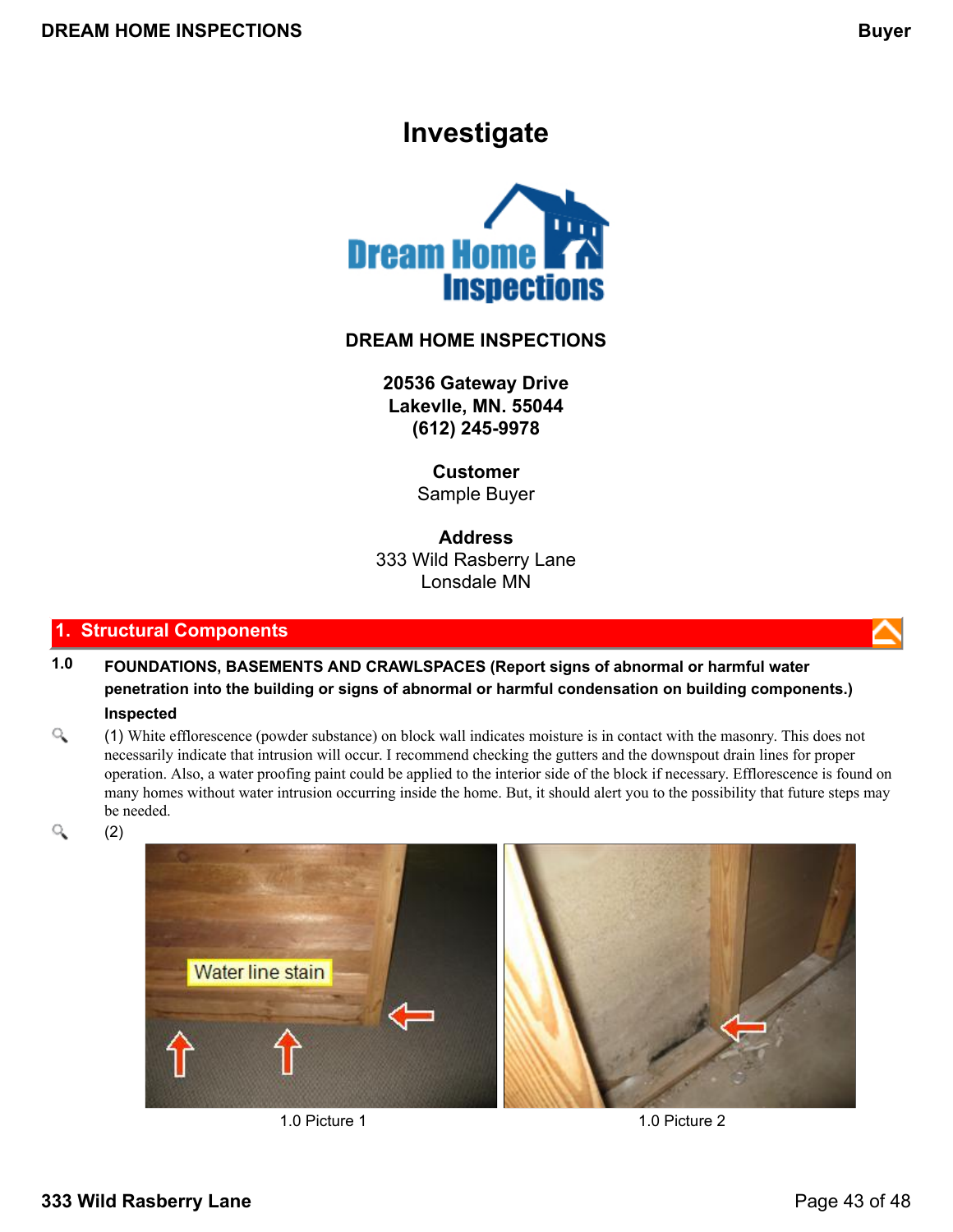# Investigate

**DREAM HOME INSPECTIONS**

**20536 Gateway Drive**
**Lakevlle, MN. 55044**
**(612) 245-9978**

**Customer**
Sample Buyer

**Address**
333 Wild Rasberry Lane
Lonsdale MN

## 1. Structural Components

**1.0 FOUNDATIONS, BASEMENTS AND CRAWLSPACES (Report signs of abnormal or harmful water penetration into the building or signs of abnormal or harmful condensation on building components.)**

**Inspected**

(1) White efflorescence (powder substance) on block wall indicates moisture is in contact with the masonry. This does not necessarily indicate that intrusion will occur. I recommend checking the gutters and the downspout drain lines for proper operation. Also, a water proofing paint could be applied to the interior side of the block if necessary. Efflorescence is found on many homes without water intrusion occurring inside the home. But, it should alert you to the possibility that future steps may be needed.

(2)

1.0 Picture 1

1.0 Picture 2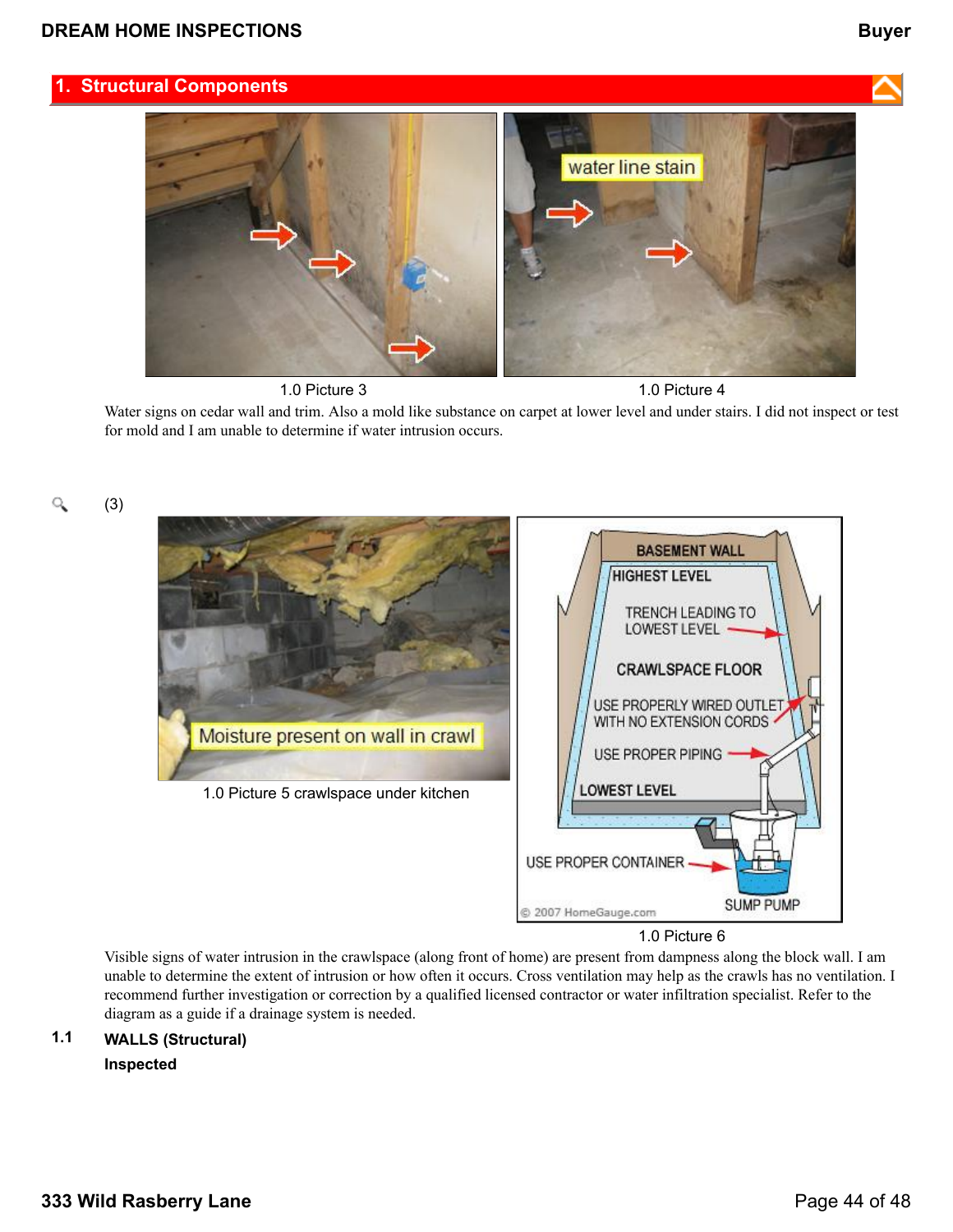## 1. Structural Components

1.0 Picture 3

1.0 Picture 4

Water signs on cedar wall and trim. Also a mold like substance on carpet at lower level and under stairs. I did not inspect or test for mold and I am unable to determine if water intrusion occurs.

(3)

1.0 Picture 5 crawlspace under kitchen

1.0 Picture 6

Visible signs of water intrusion in the crawlspace (along front of home) are present from dampness along the block wall. I am unable to determine the extent of intrusion or how often it occurs. Cross ventilation may help as the crawls has no ventilation. I recommend further investigation or correction by a qualified licensed contractor or water infiltration specialist. Refer to the diagram as a guide if a drainage system is needed.

**1.1 WALLS (Structural)**

**Inspected**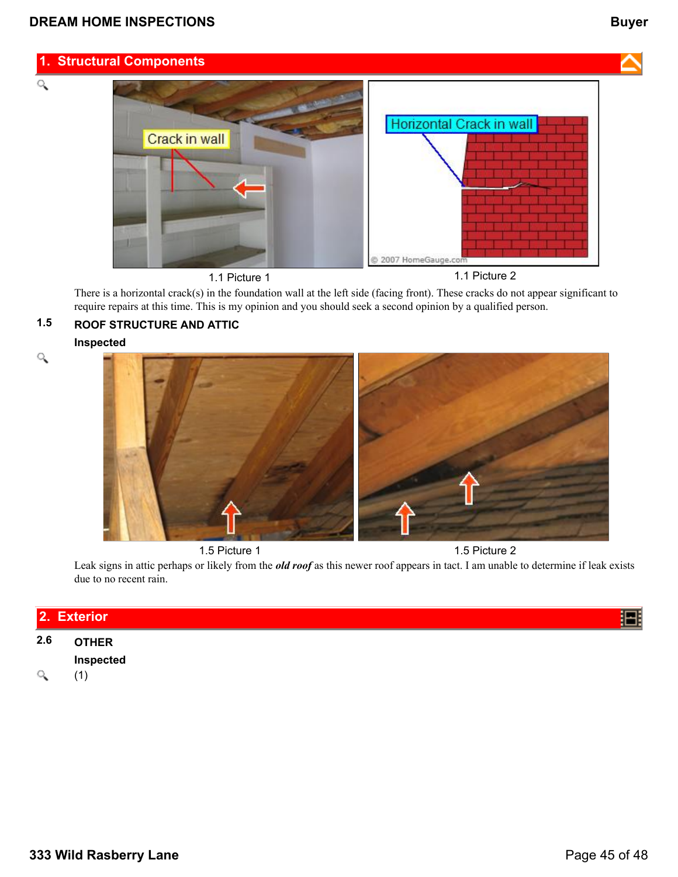## 1. Structural Components

1.1 Picture 1

1.1 Picture 2

There is a horizontal crack(s) in the foundation wall at the left side (facing front). These cracks do not appear significant to require repairs at this time. This is my opinion and you should seek a second opinion by a qualified person.

**1.5 ROOF STRUCTURE AND ATTIC**

**Inspected**

1.5 Picture 1

1.5 Picture 2

Leak signs in attic perhaps or likely from the ***old roof*** as this newer roof appears in tact. I am unable to determine if leak exists due to no recent rain.

## 2. Exterior

**2.6 OTHER**

**Inspected**

(1)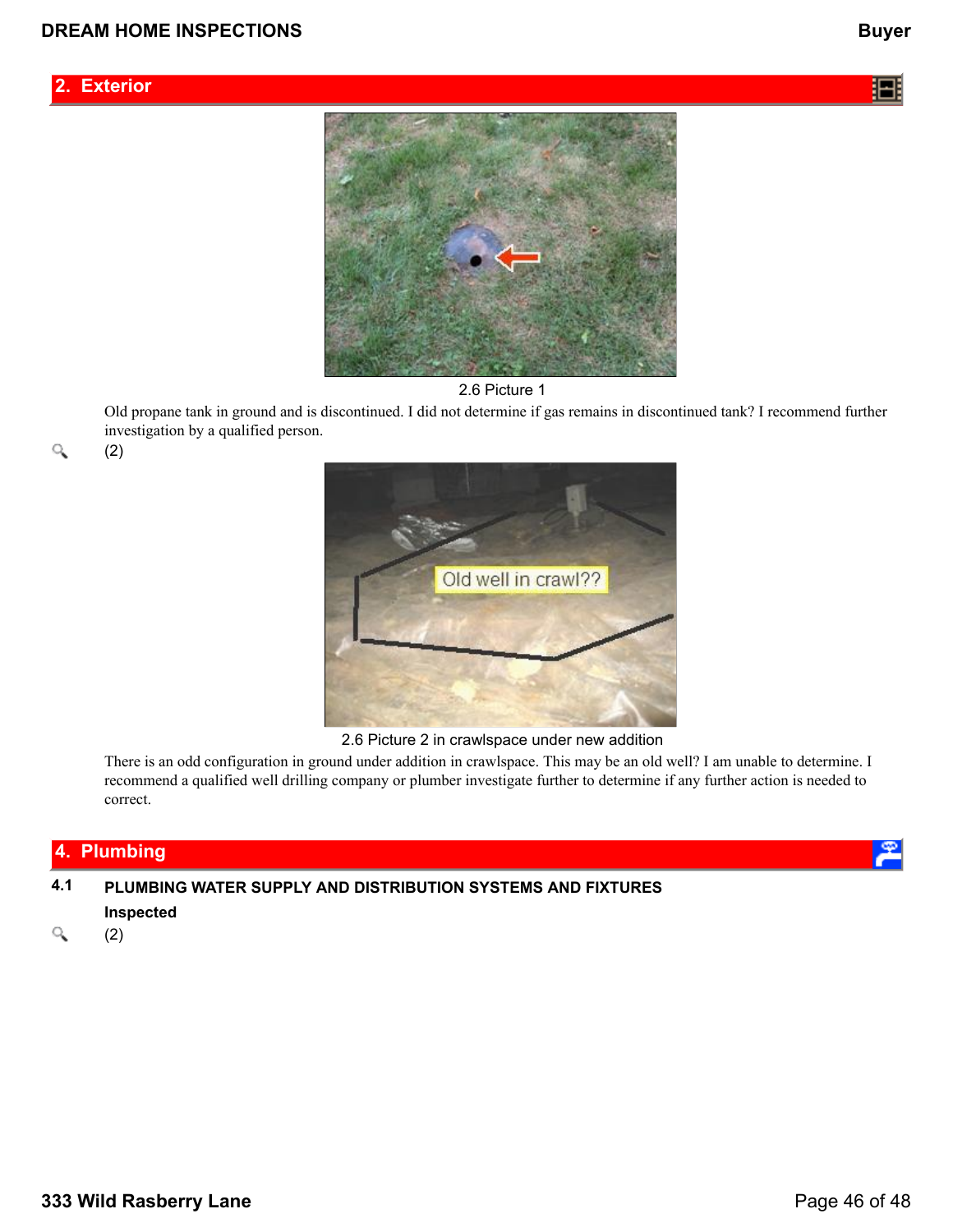## 2. Exterior

2.6 Picture 1

Old propane tank in ground and is discontinued. I did not determine if gas remains in discontinued tank? I recommend further investigation by a qualified person.

(2)

2.6 Picture 2 in crawlspace under new addition

There is an odd configuration in ground under addition in crawlspace. This may be an old well? I am unable to determine. I recommend a qualified well drilling company or plumber investigate further to determine if any further action is needed to correct.

## 4. Plumbing

**4.1 PLUMBING WATER SUPPLY AND DISTRIBUTION SYSTEMS AND FIXTURES**

**Inspected**

(2)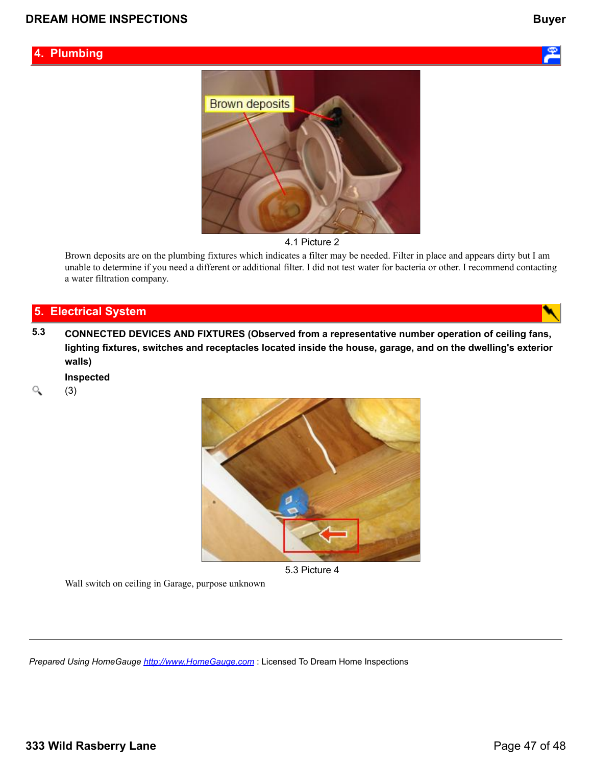## 4. Plumbing

4.1 Picture 2

Brown deposits are on the plumbing fixtures which indicates a filter may be needed. Filter in place and appears dirty but I am unable to determine if you need a different or additional filter. I did not test water for bacteria or other. I recommend contacting a water filtration company.

## 5. Electrical System

**5.3 CONNECTED DEVICES AND FIXTURES (Observed from a representative number operation of ceiling fans, lighting fixtures, switches and receptacles located inside the house, garage, and on the dwelling's exterior walls)**

**Inspected**

(3)

5.3 Picture 4

Wall switch on ceiling in Garage, purpose unknown

*Prepared Using HomeGauge* [http://www.HomeGauge.com](http://www.HomeGauge.com) : Licensed To Dream Home Inspections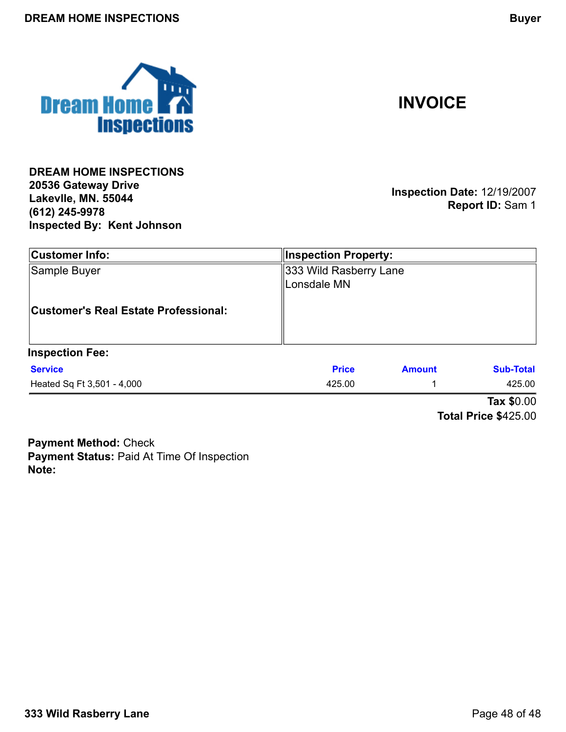# INVOICE

**DREAM HOME INSPECTIONS**
**20536 Gateway Drive**
**Lakevlle, MN. 55044**
**(612) 245-9978**
**Inspected By: Kent Johnson**

**Inspection Date:** 12/19/2007
**Report ID:** Sam 1

| Customer Info: | Inspection Property: |
|---|---|
| Sample Buyer<br><br>**Customer's Real Estate Professional:** | 333 Wild Rasberry Lane<br>Lonsdale MN |

**Inspection Fee:**

| Service | Price | Amount | Sub-Total |
|---|---|---|---|
| Heated Sq Ft 3,501 - 4,000 | 425.00 | 1 | 425.00 |

**Tax** $0.00
**Total Price** $425.00

**Payment Method:** Check
**Payment Status:** Paid At Time Of Inspection
**Note:**